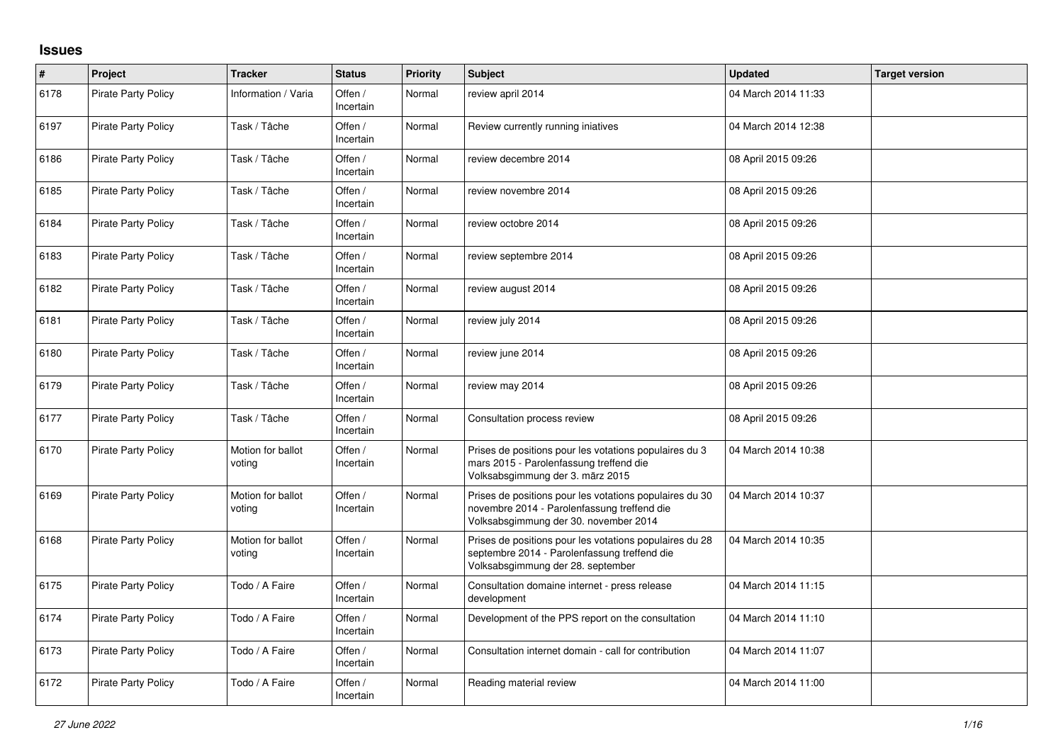## Issues

| # | Project | Tracker | Status | Priority | Subject | Updated | Target version |
|---|---|---|---|---|---|---|---|
| 6178 | Pirate Party Policy | Information / Varia | Offen / Incertain | Normal | review april 2014 | 04 March 2014 11:33 | |
| 6197 | Pirate Party Policy | Task / Tâche | Offen / Incertain | Normal | Review currently running iniatives | 04 March 2014 12:38 | |
| 6186 | Pirate Party Policy | Task / Tâche | Offen / Incertain | Normal | review decembre 2014 | 08 April 2015 09:26 | |
| 6185 | Pirate Party Policy | Task / Tâche | Offen / Incertain | Normal | review novembre 2014 | 08 April 2015 09:26 | |
| 6184 | Pirate Party Policy | Task / Tâche | Offen / Incertain | Normal | review octobre 2014 | 08 April 2015 09:26 | |
| 6183 | Pirate Party Policy | Task / Tâche | Offen / Incertain | Normal | review septembre 2014 | 08 April 2015 09:26 | |
| 6182 | Pirate Party Policy | Task / Tâche | Offen / Incertain | Normal | review august 2014 | 08 April 2015 09:26 | |
| 6181 | Pirate Party Policy | Task / Tâche | Offen / Incertain | Normal | review july 2014 | 08 April 2015 09:26 | |
| 6180 | Pirate Party Policy | Task / Tâche | Offen / Incertain | Normal | review june 2014 | 08 April 2015 09:26 | |
| 6179 | Pirate Party Policy | Task / Tâche | Offen / Incertain | Normal | review may 2014 | 08 April 2015 09:26 | |
| 6177 | Pirate Party Policy | Task / Tâche | Offen / Incertain | Normal | Consultation process review | 08 April 2015 09:26 | |
| 6170 | Pirate Party Policy | Motion for ballot voting | Offen / Incertain | Normal | Prises de positions pour les votations populaires du 3 mars 2015 - Parolenfassung treffend die Volksabsgimmung der 3. märz 2015 | 04 March 2014 10:38 | |
| 6169 | Pirate Party Policy | Motion for ballot voting | Offen / Incertain | Normal | Prises de positions pour les votations populaires du 30 novembre 2014 - Parolenfassung treffend die Volksabsgimmung der 30. november 2014 | 04 March 2014 10:37 | |
| 6168 | Pirate Party Policy | Motion for ballot voting | Offen / Incertain | Normal | Prises de positions pour les votations populaires du 28 septembre 2014 - Parolenfassung treffend die Volksabsgimmung der 28. september | 04 March 2014 10:35 | |
| 6175 | Pirate Party Policy | Todo / A Faire | Offen / Incertain | Normal | Consultation domaine internet - press release development | 04 March 2014 11:15 | |
| 6174 | Pirate Party Policy | Todo / A Faire | Offen / Incertain | Normal | Development of the PPS report on the consultation | 04 March 2014 11:10 | |
| 6173 | Pirate Party Policy | Todo / A Faire | Offen / Incertain | Normal | Consultation internet domain - call for contribution | 04 March 2014 11:07 | |
| 6172 | Pirate Party Policy | Todo / A Faire | Offen / Incertain | Normal | Reading material review | 04 March 2014 11:00 | |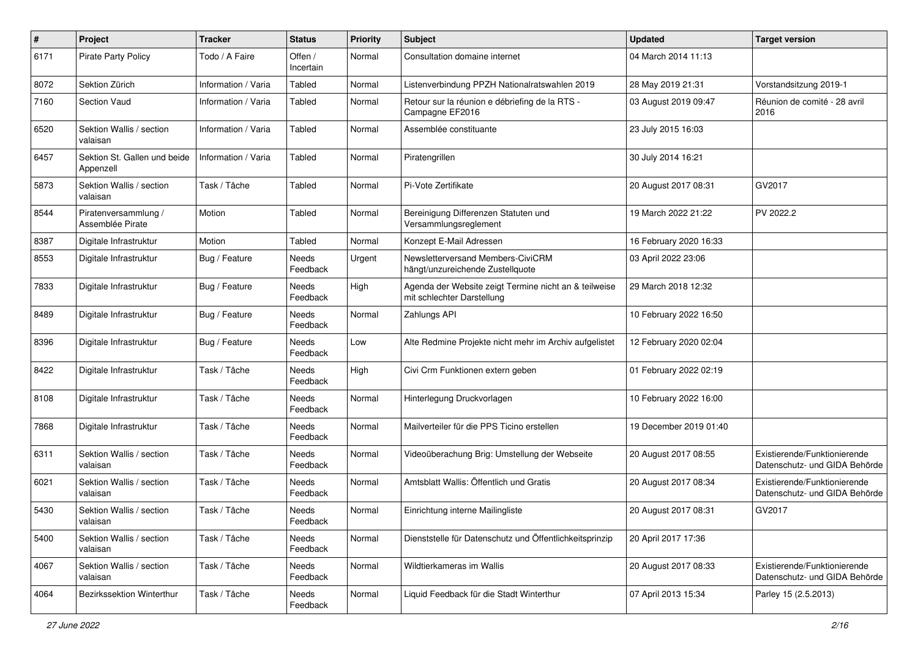| # | Project | Tracker | Status | Priority | Subject | Updated | Target version |
|---|---|---|---|---|---|---|---|
| 6171 | Pirate Party Policy | Todo / A Faire | Offen / Incertain | Normal | Consultation domaine internet | 04 March 2014 11:13 | |
| 8072 | Sektion Zürich | Information / Varia | Tabled | Normal | Listenverbindung PPZH Nationalratswahlen 2019 | 28 May 2019 21:31 | Vorstandsitzung 2019-1 |
| 7160 | Section Vaud | Information / Varia | Tabled | Normal | Retour sur la réunion e débriefing de la RTS - Campagne EF2016 | 03 August 2019 09:47 | Réunion de comité - 28 avril 2016 |
| 6520 | Sektion Wallis / section valaisan | Information / Varia | Tabled | Normal | Assemblée constituante | 23 July 2015 16:03 | |
| 6457 | Sektion St. Gallen und beide Appenzell | Information / Varia | Tabled | Normal | Piratengrillen | 30 July 2014 16:21 | |
| 5873 | Sektion Wallis / section valaisan | Task / Tâche | Tabled | Normal | Pi-Vote Zertifikate | 20 August 2017 08:31 | GV2017 |
| 8544 | Piratenversammlung / Assemblée Pirate | Motion | Tabled | Normal | Bereinigung Differenzen Statuten und Versammlungsreglement | 19 March 2022 21:22 | PV 2022.2 |
| 8387 | Digitale Infrastruktur | Motion | Tabled | Normal | Konzept E-Mail Adressen | 16 February 2020 16:33 | |
| 8553 | Digitale Infrastruktur | Bug / Feature | Needs Feedback | Urgent | Newsletterversand Members-CiviCRM hängt/unzureichende Zustellquote | 03 April 2022 23:06 | |
| 7833 | Digitale Infrastruktur | Bug / Feature | Needs Feedback | High | Agenda der Website zeigt Termine nicht an & teilweise mit schlechter Darstellung | 29 March 2018 12:32 | |
| 8489 | Digitale Infrastruktur | Bug / Feature | Needs Feedback | Normal | Zahlungs API | 10 February 2022 16:50 | |
| 8396 | Digitale Infrastruktur | Bug / Feature | Needs Feedback | Low | Alte Redmine Projekte nicht mehr im Archiv aufgelistet | 12 February 2020 02:04 | |
| 8422 | Digitale Infrastruktur | Task / Tâche | Needs Feedback | High | Civi Crm Funktionen extern geben | 01 February 2022 02:19 | |
| 8108 | Digitale Infrastruktur | Task / Tâche | Needs Feedback | Normal | Hinterlegung Druckvorlagen | 10 February 2022 16:00 | |
| 7868 | Digitale Infrastruktur | Task / Tâche | Needs Feedback | Normal | Mailverteiler für die PPS Ticino erstellen | 19 December 2019 01:40 | |
| 6311 | Sektion Wallis / section valaisan | Task / Tâche | Needs Feedback | Normal | Videoüberachung Brig: Umstellung der Webseite | 20 August 2017 08:55 | Existierende/Funktionierende Datenschutz- und GIDA Behörde |
| 6021 | Sektion Wallis / section valaisan | Task / Tâche | Needs Feedback | Normal | Amtsblatt Wallis: Öffentlich und Gratis | 20 August 2017 08:34 | Existierende/Funktionierende Datenschutz- und GIDA Behörde |
| 5430 | Sektion Wallis / section valaisan | Task / Tâche | Needs Feedback | Normal | Einrichtung interne Mailingliste | 20 August 2017 08:31 | GV2017 |
| 5400 | Sektion Wallis / section valaisan | Task / Tâche | Needs Feedback | Normal | Dienststelle für Datenschutz und Öffentlichkeitsprinzip | 20 April 2017 17:36 | |
| 4067 | Sektion Wallis / section valaisan | Task / Tâche | Needs Feedback | Normal | Wildtierkameras im Wallis | 20 August 2017 08:33 | Existierende/Funktionierende Datenschutz- und GIDA Behörde |
| 4064 | Bezirkssektion Winterthur | Task / Tâche | Needs Feedback | Normal | Liquid Feedback für die Stadt Winterthur | 07 April 2013 15:34 | Parley 15 (2.5.2013) |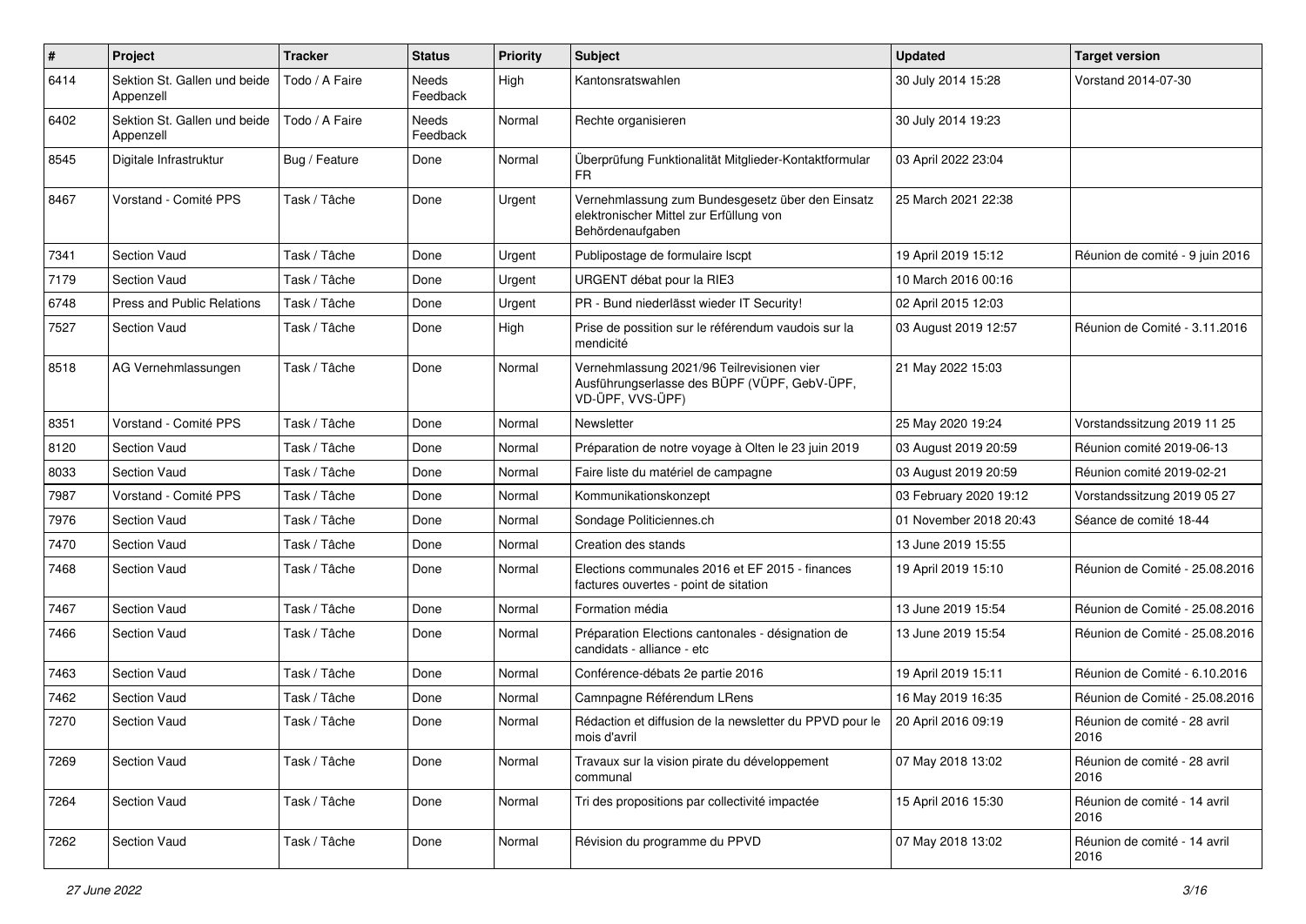| # | Project | Tracker | Status | Priority | Subject | Updated | Target version |
|---|---|---|---|---|---|---|---|
| 6414 | Sektion St. Gallen und beide Appenzell | Todo / A Faire | Needs Feedback | High | Kantonsratswahlen | 30 July 2014 15:28 | Vorstand 2014-07-30 |
| 6402 | Sektion St. Gallen und beide Appenzell | Todo / A Faire | Needs Feedback | Normal | Rechte organisieren | 30 July 2014 19:23 | |
| 8545 | Digitale Infrastruktur | Bug / Feature | Done | Normal | Überprüfung Funktionalität Mitglieder-Kontaktformular FR | 03 April 2022 23:04 | |
| 8467 | Vorstand - Comité PPS | Task / Tâche | Done | Urgent | Vernehmlassung zum Bundesgesetz über den Einsatz elektronischer Mittel zur Erfüllung von Behördenaufgaben | 25 March 2021 22:38 | |
| 7341 | Section Vaud | Task / Tâche | Done | Urgent | Publipostage de formulaire lscpt | 19 April 2019 15:12 | Réunion de comité - 9 juin 2016 |
| 7179 | Section Vaud | Task / Tâche | Done | Urgent | URGENT débat pour la RIE3 | 10 March 2016 00:16 | |
| 6748 | Press and Public Relations | Task / Tâche | Done | Urgent | PR - Bund niederlässt wieder IT Security! | 02 April 2015 12:03 | |
| 7527 | Section Vaud | Task / Tâche | Done | High | Prise de possition sur le référendum vaudois sur la mendicité | 03 August 2019 12:57 | Réunion de Comité - 3.11.2016 |
| 8518 | AG Vernehmlassungen | Task / Tâche | Done | Normal | Vernehmlassung 2021/96 Teilrevisionen vier Ausführungserlasse des BÜPF (VÜPF, GebV-ÜPF, VD-ÜPF, VVS-ÜPF) | 21 May 2022 15:03 | |
| 8351 | Vorstand - Comité PPS | Task / Tâche | Done | Normal | Newsletter | 25 May 2020 19:24 | Vorstandssitzung 2019 11 25 |
| 8120 | Section Vaud | Task / Tâche | Done | Normal | Préparation de notre voyage à Olten le 23 juin 2019 | 03 August 2019 20:59 | Réunion comité 2019-06-13 |
| 8033 | Section Vaud | Task / Tâche | Done | Normal | Faire liste du matériel de campagne | 03 August 2019 20:59 | Réunion comité 2019-02-21 |
| 7987 | Vorstand - Comité PPS | Task / Tâche | Done | Normal | Kommunikationskonzept | 03 February 2020 19:12 | Vorstandssitzung 2019 05 27 |
| 7976 | Section Vaud | Task / Tâche | Done | Normal | Sondage Politiciennes.ch | 01 November 2018 20:43 | Séance de comité 18-44 |
| 7470 | Section Vaud | Task / Tâche | Done | Normal | Creation des stands | 13 June 2019 15:55 | |
| 7468 | Section Vaud | Task / Tâche | Done | Normal | Elections communales 2016 et EF 2015 - finances factures ouvertes - point de sitation | 19 April 2019 15:10 | Réunion de Comité - 25.08.2016 |
| 7467 | Section Vaud | Task / Tâche | Done | Normal | Formation média | 13 June 2019 15:54 | Réunion de Comité - 25.08.2016 |
| 7466 | Section Vaud | Task / Tâche | Done | Normal | Préparation Elections cantonales - désignation de candidats - alliance - etc | 13 June 2019 15:54 | Réunion de Comité - 25.08.2016 |
| 7463 | Section Vaud | Task / Tâche | Done | Normal | Conférence-débats 2e partie 2016 | 19 April 2019 15:11 | Réunion de Comité - 6.10.2016 |
| 7462 | Section Vaud | Task / Tâche | Done | Normal | Camnpagne Référendum LRens | 16 May 2019 16:35 | Réunion de Comité - 25.08.2016 |
| 7270 | Section Vaud | Task / Tâche | Done | Normal | Rédaction et diffusion de la newsletter du PPVD pour le mois d'avril | 20 April 2016 09:19 | Réunion de comité - 28 avril 2016 |
| 7269 | Section Vaud | Task / Tâche | Done | Normal | Travaux sur la vision pirate du développement communal | 07 May 2018 13:02 | Réunion de comité - 28 avril 2016 |
| 7264 | Section Vaud | Task / Tâche | Done | Normal | Tri des propositions par collectivité impactée | 15 April 2016 15:30 | Réunion de comité - 14 avril 2016 |
| 7262 | Section Vaud | Task / Tâche | Done | Normal | Révision du programme du PPVD | 07 May 2018 13:02 | Réunion de comité - 14 avril 2016 |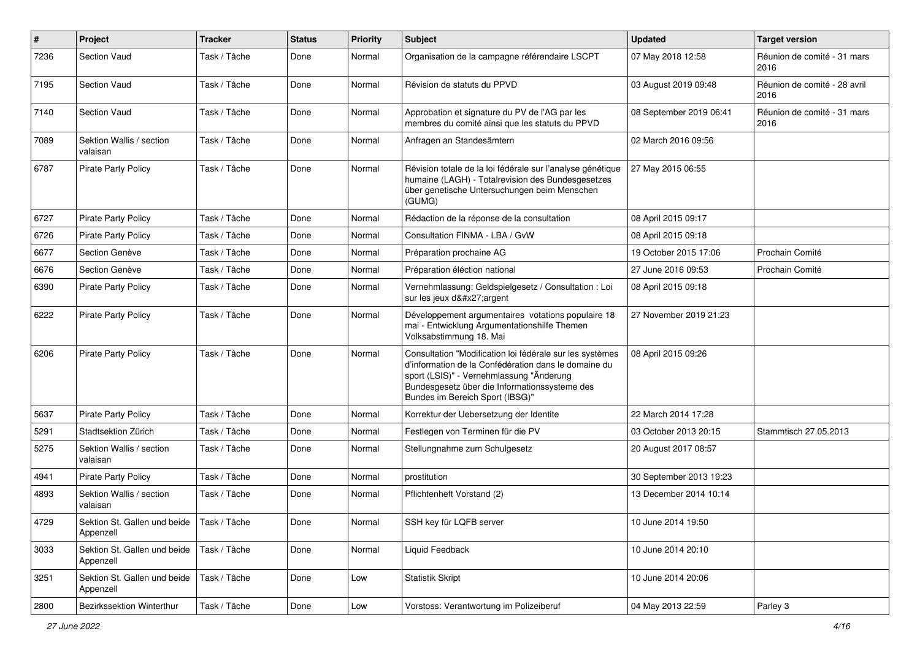| # | Project | Tracker | Status | Priority | Subject | Updated | Target version |
|---|---|---|---|---|---|---|---|
| 7236 | Section Vaud | Task / Tâche | Done | Normal | Organisation de la campagne référendaire LSCPT | 07 May 2018 12:58 | Réunion de comité - 31 mars 2016 |
| 7195 | Section Vaud | Task / Tâche | Done | Normal | Révision de statuts du PPVD | 03 August 2019 09:48 | Réunion de comité - 28 avril 2016 |
| 7140 | Section Vaud | Task / Tâche | Done | Normal | Approbation et signature du PV de l'AG par les membres du comité ainsi que les statuts du PPVD | 08 September 2019 06:41 | Réunion de comité - 31 mars 2016 |
| 7089 | Sektion Wallis / section valaisan | Task / Tâche | Done | Normal | Anfragen an Standesämtern | 02 March 2016 09:56 | |
| 6787 | Pirate Party Policy | Task / Tâche | Done | Normal | Révision totale de la loi fédérale sur l'analyse génétique humaine (LAGH) - Totalrevision des Bundesgesetzes über genetische Untersuchungen beim Menschen (GUMG) | 27 May 2015 06:55 | |
| 6727 | Pirate Party Policy | Task / Tâche | Done | Normal | Rédaction de la réponse de la consultation | 08 April 2015 09:17 | |
| 6726 | Pirate Party Policy | Task / Tâche | Done | Normal | Consultation FINMA - LBA / GvW | 08 April 2015 09:18 | |
| 6677 | Section Genève | Task / Tâche | Done | Normal | Préparation prochaine AG | 19 October 2015 17:06 | Prochain Comité |
| 6676 | Section Genève | Task / Tâche | Done | Normal | Préparation éléction national | 27 June 2016 09:53 | Prochain Comité |
| 6390 | Pirate Party Policy | Task / Tâche | Done | Normal | Vernehmlassung: Geldspielgesetz / Consultation : Loi sur les jeux d&#x27;argent | 08 April 2015 09:18 | |
| 6222 | Pirate Party Policy | Task / Tâche | Done | Normal | Développement argumentaires votations populaire 18 mai - Entwicklung Argumentationshilfe Themen Volksabstimmung 18. Mai | 27 November 2019 21:23 | |
| 6206 | Pirate Party Policy | Task / Tâche | Done | Normal | Consultation "Modification loi fédérale sur les systèmes d'information de la Confédération dans le domaine du sport (LSIS)" - Vernehmlassung "Änderung Bundesgesetz über die Informationssysteme des Bundes im Bereich Sport (IBSG)" | 08 April 2015 09:26 | |
| 5637 | Pirate Party Policy | Task / Tâche | Done | Normal | Korrektur der Uebersetzung der Identite | 22 March 2014 17:28 | |
| 5291 | Stadtsektion Zürich | Task / Tâche | Done | Normal | Festlegen von Terminen für die PV | 03 October 2013 20:15 | Stammtisch 27.05.2013 |
| 5275 | Sektion Wallis / section valaisan | Task / Tâche | Done | Normal | Stellungnahme zum Schulgesetz | 20 August 2017 08:57 | |
| 4941 | Pirate Party Policy | Task / Tâche | Done | Normal | prostitution | 30 September 2013 19:23 | |
| 4893 | Sektion Wallis / section valaisan | Task / Tâche | Done | Normal | Pflichtenheft Vorstand (2) | 13 December 2014 10:14 | |
| 4729 | Sektion St. Gallen und beide Appenzell | Task / Tâche | Done | Normal | SSH key für LQFB server | 10 June 2014 19:50 | |
| 3033 | Sektion St. Gallen und beide Appenzell | Task / Tâche | Done | Normal | Liquid Feedback | 10 June 2014 20:10 | |
| 3251 | Sektion St. Gallen und beide Appenzell | Task / Tâche | Done | Low | Statistik Skript | 10 June 2014 20:06 | |
| 2800 | Bezirkssektion Winterthur | Task / Tâche | Done | Low | Vorstoss: Verantwortung im Polizeiberuf | 04 May 2013 22:59 | Parley 3 |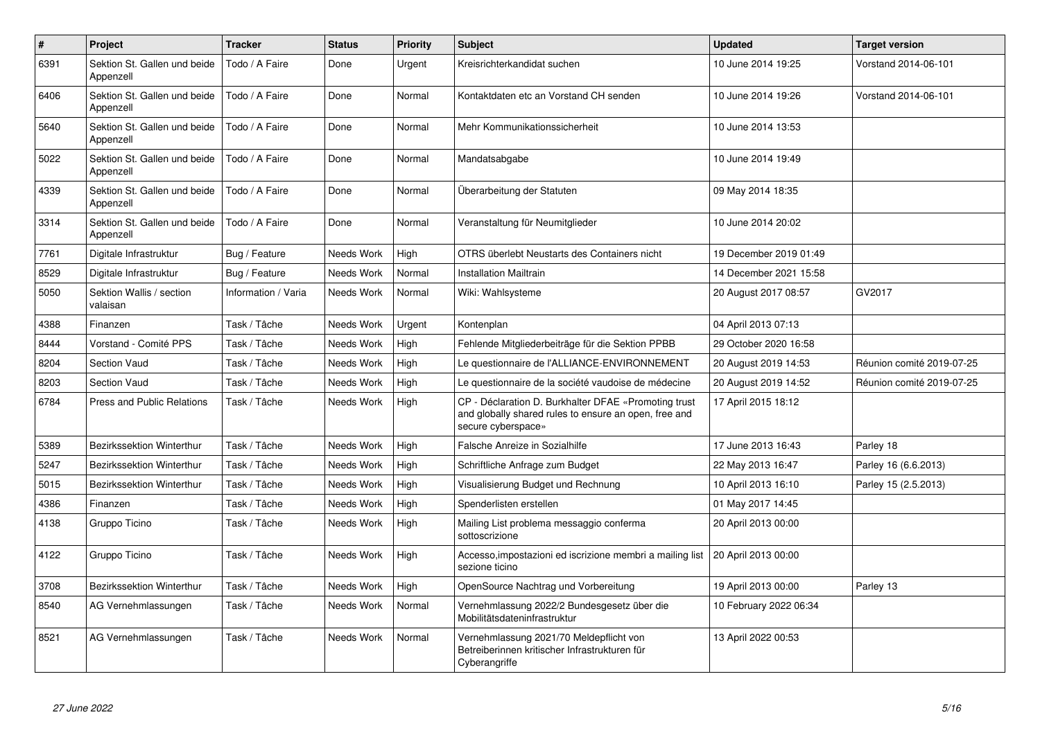| # | Project | Tracker | Status | Priority | Subject | Updated | Target version |
|---|---|---|---|---|---|---|---|
| 6391 | Sektion St. Gallen und beide Appenzell | Todo / A Faire | Done | Urgent | Kreisrichterkandidat suchen | 10 June 2014 19:25 | Vorstand 2014-06-101 |
| 6406 | Sektion St. Gallen und beide Appenzell | Todo / A Faire | Done | Normal | Kontaktdaten etc an Vorstand CH senden | 10 June 2014 19:26 | Vorstand 2014-06-101 |
| 5640 | Sektion St. Gallen und beide Appenzell | Todo / A Faire | Done | Normal | Mehr Kommunikationssicherheit | 10 June 2014 13:53 | |
| 5022 | Sektion St. Gallen und beide Appenzell | Todo / A Faire | Done | Normal | Mandatsabgabe | 10 June 2014 19:49 | |
| 4339 | Sektion St. Gallen und beide Appenzell | Todo / A Faire | Done | Normal | Überarbeitung der Statuten | 09 May 2014 18:35 | |
| 3314 | Sektion St. Gallen und beide Appenzell | Todo / A Faire | Done | Normal | Veranstaltung für Neumitglieder | 10 June 2014 20:02 | |
| 7761 | Digitale Infrastruktur | Bug / Feature | Needs Work | High | OTRS überlebt Neustarts des Containers nicht | 19 December 2019 01:49 | |
| 8529 | Digitale Infrastruktur | Bug / Feature | Needs Work | Normal | Installation Mailtrain | 14 December 2021 15:58 | |
| 5050 | Sektion Wallis / section valaisan | Information / Varia | Needs Work | Normal | Wiki: Wahlsysteme | 20 August 2017 08:57 | GV2017 |
| 4388 | Finanzen | Task / Tâche | Needs Work | Urgent | Kontenplan | 04 April 2013 07:13 | |
| 8444 | Vorstand - Comité PPS | Task / Tâche | Needs Work | High | Fehlende Mitgliederbeiträge für die Sektion PPBB | 29 October 2020 16:58 | |
| 8204 | Section Vaud | Task / Tâche | Needs Work | High | Le questionnaire de l'ALLIANCE-ENVIRONNEMENT | 20 August 2019 14:53 | Réunion comité 2019-07-25 |
| 8203 | Section Vaud | Task / Tâche | Needs Work | High | Le questionnaire de la société vaudoise de médecine | 20 August 2019 14:52 | Réunion comité 2019-07-25 |
| 6784 | Press and Public Relations | Task / Tâche | Needs Work | High | CP - Déclaration D. Burkhalter DFAE «Promoting trust and globally shared rules to ensure an open, free and secure cyberspace» | 17 April 2015 18:12 | |
| 5389 | Bezirkssektion Winterthur | Task / Tâche | Needs Work | High | Falsche Anreize in Sozialhilfe | 17 June 2013 16:43 | Parley 18 |
| 5247 | Bezirkssektion Winterthur | Task / Tâche | Needs Work | High | Schriftliche Anfrage zum Budget | 22 May 2013 16:47 | Parley 16 (6.6.2013) |
| 5015 | Bezirkssektion Winterthur | Task / Tâche | Needs Work | High | Visualisierung Budget und Rechnung | 10 April 2013 16:10 | Parley 15 (2.5.2013) |
| 4386 | Finanzen | Task / Tâche | Needs Work | High | Spenderlisten erstellen | 01 May 2017 14:45 | |
| 4138 | Gruppo Ticino | Task / Tâche | Needs Work | High | Mailing List problema messaggio conferma sottoscrizione | 20 April 2013 00:00 | |
| 4122 | Gruppo Ticino | Task / Tâche | Needs Work | High | Accesso,impostazioni ed iscrizione membri a mailing list sezione ticino | 20 April 2013 00:00 | |
| 3708 | Bezirkssektion Winterthur | Task / Tâche | Needs Work | High | OpenSource Nachtrag und Vorbereitung | 19 April 2013 00:00 | Parley 13 |
| 8540 | AG Vernehmlassungen | Task / Tâche | Needs Work | Normal | Vernehmlassung 2022/2 Bundesgesetz über die Mobilitätsdateninfrastruktur | 10 February 2022 06:34 | |
| 8521 | AG Vernehmlassungen | Task / Tâche | Needs Work | Normal | Vernehmlassung 2021/70 Meldepflicht von Betreiberinnen kritischer Infrastrukturen für Cyberangriffe | 13 April 2022 00:53 | |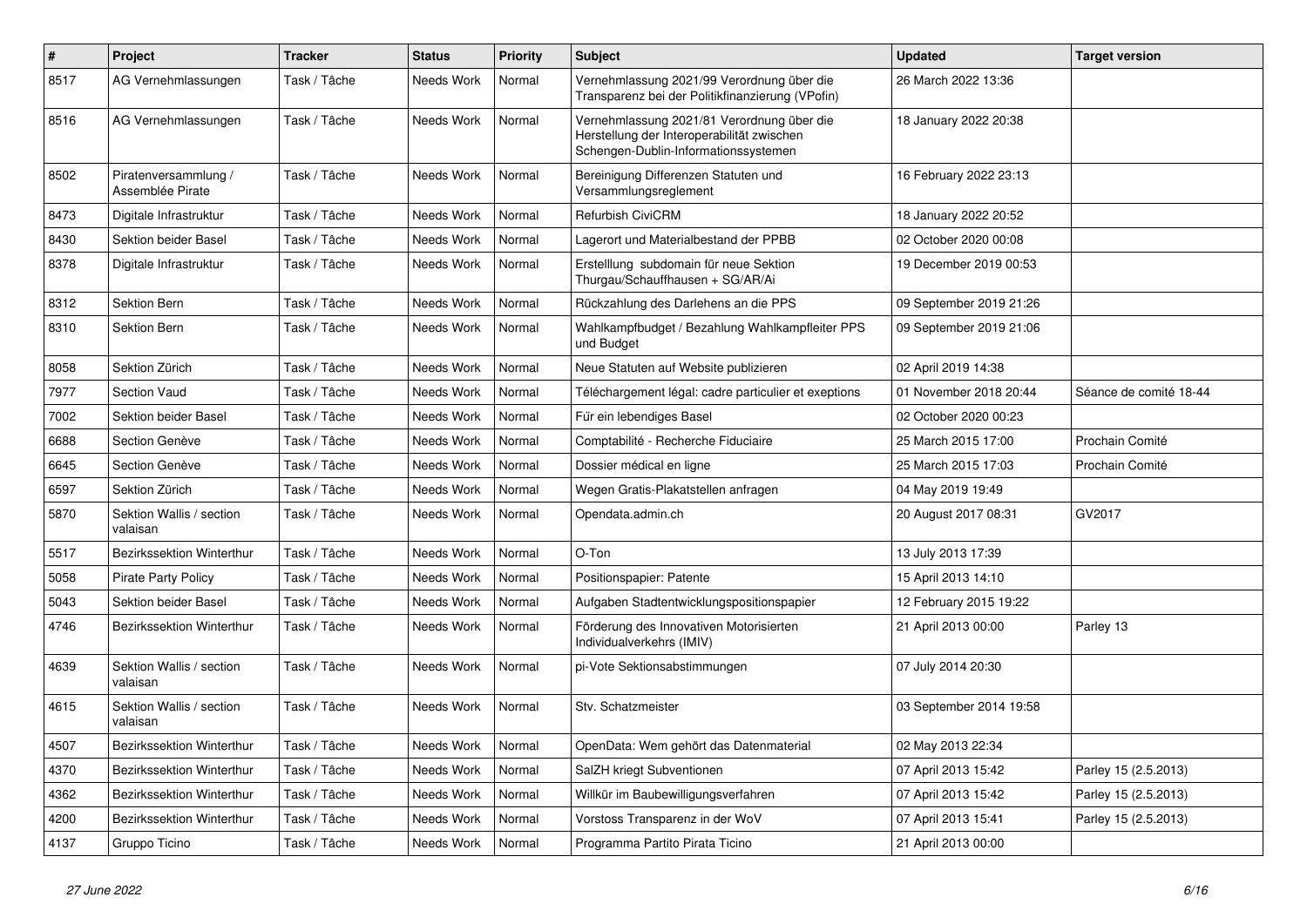| # | Project | Tracker | Status | Priority | Subject | Updated | Target version |
|---|---|---|---|---|---|---|---|
| 8517 | AG Vernehmlassungen | Task / Tâche | Needs Work | Normal | Vernehmlassung 2021/99 Verordnung über die Transparenz bei der Politikfinanzierung (VPofin) | 26 March 2022 13:36 | |
| 8516 | AG Vernehmlassungen | Task / Tâche | Needs Work | Normal | Vernehmlassung 2021/81 Verordnung über die Herstellung der Interoperabilität zwischen Schengen-Dublin-Informationssystemen | 18 January 2022 20:38 | |
| 8502 | Piratenversammlung / Assemblée Pirate | Task / Tâche | Needs Work | Normal | Bereinigung Differenzen Statuten und Versammlungsreglement | 16 February 2022 23:13 | |
| 8473 | Digitale Infrastruktur | Task / Tâche | Needs Work | Normal | Refurbish CiviCRM | 18 January 2022 20:52 | |
| 8430 | Sektion beider Basel | Task / Tâche | Needs Work | Normal | Lagerort und Materialbestand der PPBB | 02 October 2020 00:08 | |
| 8378 | Digitale Infrastruktur | Task / Tâche | Needs Work | Normal | Erstelllung subdomain für neue Sektion Thurgau/Schauffhausen + SG/AR/Ai | 19 December 2019 00:53 | |
| 8312 | Sektion Bern | Task / Tâche | Needs Work | Normal | Rückzahlung des Darlehens an die PPS | 09 September 2019 21:26 | |
| 8310 | Sektion Bern | Task / Tâche | Needs Work | Normal | Wahlkampfbudget / Bezahlung Wahlkampfleiter PPS und Budget | 09 September 2019 21:06 | |
| 8058 | Sektion Zürich | Task / Tâche | Needs Work | Normal | Neue Statuten auf Website publizieren | 02 April 2019 14:38 | |
| 7977 | Section Vaud | Task / Tâche | Needs Work | Normal | Téléchargement légal: cadre particulier et exeptions | 01 November 2018 20:44 | Séance de comité 18-44 |
| 7002 | Sektion beider Basel | Task / Tâche | Needs Work | Normal | Für ein lebendiges Basel | 02 October 2020 00:23 | |
| 6688 | Section Genève | Task / Tâche | Needs Work | Normal | Comptabilité - Recherche Fiduciaire | 25 March 2015 17:00 | Prochain Comité |
| 6645 | Section Genève | Task / Tâche | Needs Work | Normal | Dossier médical en ligne | 25 March 2015 17:03 | Prochain Comité |
| 6597 | Sektion Zürich | Task / Tâche | Needs Work | Normal | Wegen Gratis-Plakatstellen anfragen | 04 May 2019 19:49 | |
| 5870 | Sektion Wallis / section valaisan | Task / Tâche | Needs Work | Normal | Opendata.admin.ch | 20 August 2017 08:31 | GV2017 |
| 5517 | Bezirkssektion Winterthur | Task / Tâche | Needs Work | Normal | O-Ton | 13 July 2013 17:39 | |
| 5058 | Pirate Party Policy | Task / Tâche | Needs Work | Normal | Positionspapier: Patente | 15 April 2013 14:10 | |
| 5043 | Sektion beider Basel | Task / Tâche | Needs Work | Normal | Aufgaben Stadtentwicklungspositionspapier | 12 February 2015 19:22 | |
| 4746 | Bezirkssektion Winterthur | Task / Tâche | Needs Work | Normal | Förderung des Innovativen Motorisierten Individualverkehrs (IMIV) | 21 April 2013 00:00 | Parley 13 |
| 4639 | Sektion Wallis / section valaisan | Task / Tâche | Needs Work | Normal | pi-Vote Sektionsabstimmungen | 07 July 2014 20:30 | |
| 4615 | Sektion Wallis / section valaisan | Task / Tâche | Needs Work | Normal | Stv. Schatzmeister | 03 September 2014 19:58 | |
| 4507 | Bezirkssektion Winterthur | Task / Tâche | Needs Work | Normal | OpenData: Wem gehört das Datenmaterial | 02 May 2013 22:34 | |
| 4370 | Bezirkssektion Winterthur | Task / Tâche | Needs Work | Normal | SalZH kriegt Subventionen | 07 April 2013 15:42 | Parley 15 (2.5.2013) |
| 4362 | Bezirkssektion Winterthur | Task / Tâche | Needs Work | Normal | Willkür im Baubewilligungsverfahren | 07 April 2013 15:42 | Parley 15 (2.5.2013) |
| 4200 | Bezirkssektion Winterthur | Task / Tâche | Needs Work | Normal | Vorstoss Transparenz in der WoV | 07 April 2013 15:41 | Parley 15 (2.5.2013) |
| 4137 | Gruppo Ticino | Task / Tâche | Needs Work | Normal | Programma Partito Pirata Ticino | 21 April 2013 00:00 | |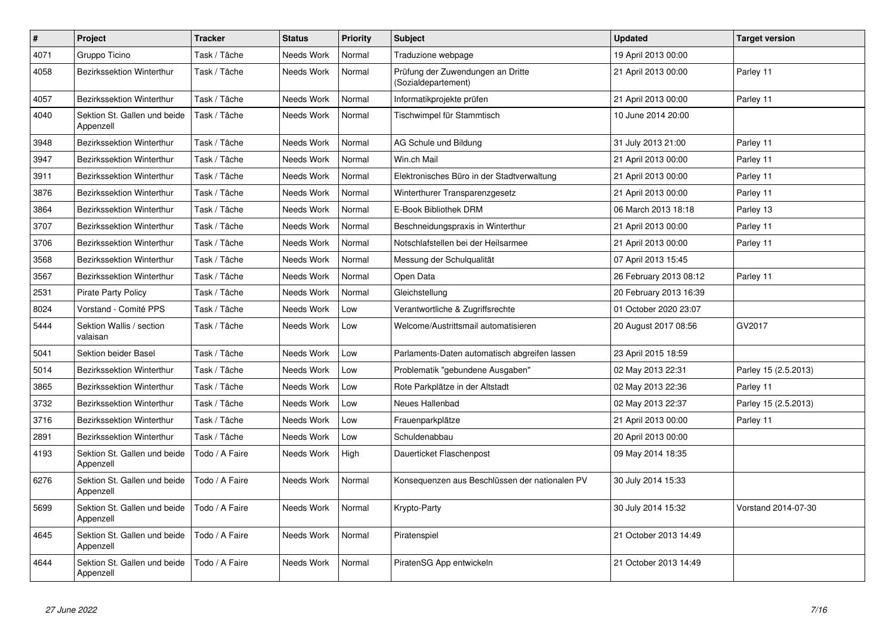| # | Project | Tracker | Status | Priority | Subject | Updated | Target version |
|---|---|---|---|---|---|---|---|
| 4071 | Gruppo Ticino | Task / Tâche | Needs Work | Normal | Traduzione webpage | 19 April 2013 00:00 | |
| 4058 | Bezirkssektion Winterthur | Task / Tâche | Needs Work | Normal | Prüfung der Zuwendungen an Dritte (Sozialdepartement) | 21 April 2013 00:00 | Parley 11 |
| 4057 | Bezirkssektion Winterthur | Task / Tâche | Needs Work | Normal | Informatikprojekte prüfen | 21 April 2013 00:00 | Parley 11 |
| 4040 | Sektion St. Gallen und beide Appenzell | Task / Tâche | Needs Work | Normal | Tischwimpel für Stammtisch | 10 June 2014 20:00 | |
| 3948 | Bezirkssektion Winterthur | Task / Tâche | Needs Work | Normal | AG Schule und Bildung | 31 July 2013 21:00 | Parley 11 |
| 3947 | Bezirkssektion Winterthur | Task / Tâche | Needs Work | Normal | Win.ch Mail | 21 April 2013 00:00 | Parley 11 |
| 3911 | Bezirkssektion Winterthur | Task / Tâche | Needs Work | Normal | Elektronisches Büro in der Stadtverwaltung | 21 April 2013 00:00 | Parley 11 |
| 3876 | Bezirkssektion Winterthur | Task / Tâche | Needs Work | Normal | Winterthurer Transparenzgesetz | 21 April 2013 00:00 | Parley 11 |
| 3864 | Bezirkssektion Winterthur | Task / Tâche | Needs Work | Normal | E-Book Bibliothek DRM | 06 March 2013 18:18 | Parley 13 |
| 3707 | Bezirkssektion Winterthur | Task / Tâche | Needs Work | Normal | Beschneidungspraxis in Winterthur | 21 April 2013 00:00 | Parley 11 |
| 3706 | Bezirkssektion Winterthur | Task / Tâche | Needs Work | Normal | Notschlafstellen bei der Heilsarmee | 21 April 2013 00:00 | Parley 11 |
| 3568 | Bezirkssektion Winterthur | Task / Tâche | Needs Work | Normal | Messung der Schulqualität | 07 April 2013 15:45 | |
| 3567 | Bezirkssektion Winterthur | Task / Tâche | Needs Work | Normal | Open Data | 26 February 2013 08:12 | Parley 11 |
| 2531 | Pirate Party Policy | Task / Tâche | Needs Work | Normal | Gleichstellung | 20 February 2013 16:39 | |
| 8024 | Vorstand - Comité PPS | Task / Tâche | Needs Work | Low | Verantwortliche & Zugriffsrechte | 01 October 2020 23:07 | |
| 5444 | Sektion Wallis / section valaisan | Task / Tâche | Needs Work | Low | Welcome/Austrittsmail automatisieren | 20 August 2017 08:56 | GV2017 |
| 5041 | Sektion beider Basel | Task / Tâche | Needs Work | Low | Parlaments-Daten automatisch abgreifen lassen | 23 April 2015 18:59 | |
| 5014 | Bezirkssektion Winterthur | Task / Tâche | Needs Work | Low | Problematik "gebundene Ausgaben" | 02 May 2013 22:31 | Parley 15 (2.5.2013) |
| 3865 | Bezirkssektion Winterthur | Task / Tâche | Needs Work | Low | Rote Parkplätze in der Altstadt | 02 May 2013 22:36 | Parley 11 |
| 3732 | Bezirkssektion Winterthur | Task / Tâche | Needs Work | Low | Neues Hallenbad | 02 May 2013 22:37 | Parley 15 (2.5.2013) |
| 3716 | Bezirkssektion Winterthur | Task / Tâche | Needs Work | Low | Frauenparkplätze | 21 April 2013 00:00 | Parley 11 |
| 2891 | Bezirkssektion Winterthur | Task / Tâche | Needs Work | Low | Schuldenabbau | 20 April 2013 00:00 | |
| 4193 | Sektion St. Gallen und beide Appenzell | Todo / A Faire | Needs Work | High | Dauerticket Flaschenpost | 09 May 2014 18:35 | |
| 6276 | Sektion St. Gallen und beide Appenzell | Todo / A Faire | Needs Work | Normal | Konsequenzen aus Beschlüssen der nationalen PV | 30 July 2014 15:33 | |
| 5699 | Sektion St. Gallen und beide Appenzell | Todo / A Faire | Needs Work | Normal | Krypto-Party | 30 July 2014 15:32 | Vorstand 2014-07-30 |
| 4645 | Sektion St. Gallen und beide Appenzell | Todo / A Faire | Needs Work | Normal | Piratenspiel | 21 October 2013 14:49 | |
| 4644 | Sektion St. Gallen und beide Appenzell | Todo / A Faire | Needs Work | Normal | PiratenSG App entwickeln | 21 October 2013 14:49 | |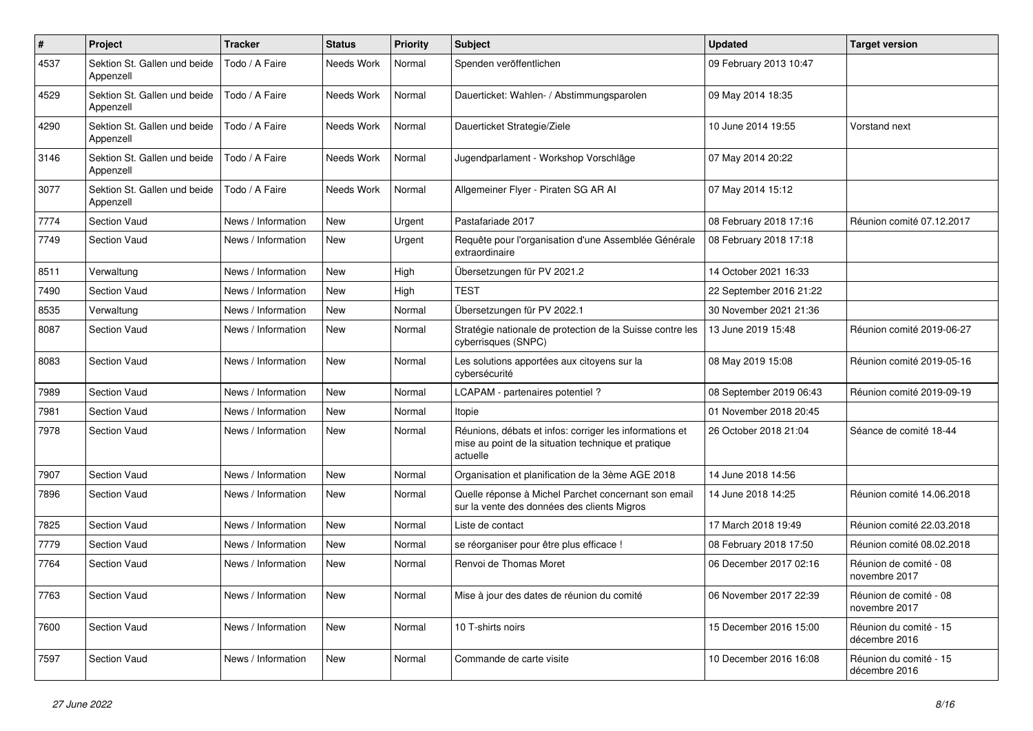| # | Project | Tracker | Status | Priority | Subject | Updated | Target version |
|---|---|---|---|---|---|---|---|
| 4537 | Sektion St. Gallen und beide Appenzell | Todo / A Faire | Needs Work | Normal | Spenden veröffentlichen | 09 February 2013 10:47 | |
| 4529 | Sektion St. Gallen und beide Appenzell | Todo / A Faire | Needs Work | Normal | Dauerticket: Wahlen- / Abstimmungsparolen | 09 May 2014 18:35 | |
| 4290 | Sektion St. Gallen und beide Appenzell | Todo / A Faire | Needs Work | Normal | Dauerticket Strategie/Ziele | 10 June 2014 19:55 | Vorstand next |
| 3146 | Sektion St. Gallen und beide Appenzell | Todo / A Faire | Needs Work | Normal | Jugendparlament - Workshop Vorschläge | 07 May 2014 20:22 | |
| 3077 | Sektion St. Gallen und beide Appenzell | Todo / A Faire | Needs Work | Normal | Allgemeiner Flyer - Piraten SG AR AI | 07 May 2014 15:12 | |
| 7774 | Section Vaud | News / Information | New | Urgent | Pastafariade 2017 | 08 February 2018 17:16 | Réunion comité 07.12.2017 |
| 7749 | Section Vaud | News / Information | New | Urgent | Requête pour l'organisation d'une Assemblée Générale extraordinaire | 08 February 2018 17:18 | |
| 8511 | Verwaltung | News / Information | New | High | Übersetzungen für PV 2021.2 | 14 October 2021 16:33 | |
| 7490 | Section Vaud | News / Information | New | High | TEST | 22 September 2016 21:22 | |
| 8535 | Verwaltung | News / Information | New | Normal | Übersetzungen für PV 2022.1 | 30 November 2021 21:36 | |
| 8087 | Section Vaud | News / Information | New | Normal | Stratégie nationale de protection de la Suisse contre les cyberrisques (SNPC) | 13 June 2019 15:48 | Réunion comité 2019-06-27 |
| 8083 | Section Vaud | News / Information | New | Normal | Les solutions apportées aux citoyens sur la cybersécurité | 08 May 2019 15:08 | Réunion comité 2019-05-16 |
| 7989 | Section Vaud | News / Information | New | Normal | LCAPAM - partenaires potentiel ? | 08 September 2019 06:43 | Réunion comité 2019-09-19 |
| 7981 | Section Vaud | News / Information | New | Normal | Itopie | 01 November 2018 20:45 | |
| 7978 | Section Vaud | News / Information | New | Normal | Réunions, débats et infos: corriger les informations et mise au point de la situation technique et pratique actuelle | 26 October 2018 21:04 | Séance de comité 18-44 |
| 7907 | Section Vaud | News / Information | New | Normal | Organisation et planification de la 3ème AGE 2018 | 14 June 2018 14:56 | |
| 7896 | Section Vaud | News / Information | New | Normal | Quelle réponse à Michel Parchet concernant son email sur la vente des données des clients Migros | 14 June 2018 14:25 | Réunion comité 14.06.2018 |
| 7825 | Section Vaud | News / Information | New | Normal | Liste de contact | 17 March 2018 19:49 | Réunion comité 22.03.2018 |
| 7779 | Section Vaud | News / Information | New | Normal | se réorganiser pour être plus efficace ! | 08 February 2018 17:50 | Réunion comité 08.02.2018 |
| 7764 | Section Vaud | News / Information | New | Normal | Renvoi de Thomas Moret | 06 December 2017 02:16 | Réunion de comité - 08 novembre 2017 |
| 7763 | Section Vaud | News / Information | New | Normal | Mise à jour des dates de réunion du comité | 06 November 2017 22:39 | Réunion de comité - 08 novembre 2017 |
| 7600 | Section Vaud | News / Information | New | Normal | 10 T-shirts noirs | 15 December 2016 15:00 | Réunion du comité - 15 décembre 2016 |
| 7597 | Section Vaud | News / Information | New | Normal | Commande de carte visite | 10 December 2016 16:08 | Réunion du comité - 15 décembre 2016 |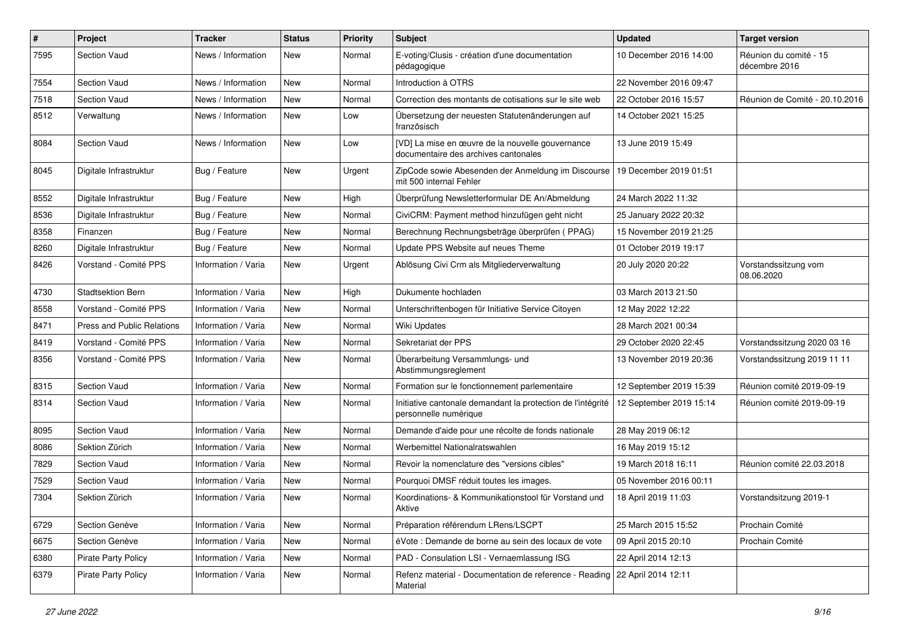| # | Project | Tracker | Status | Priority | Subject | Updated | Target version |
|---|---|---|---|---|---|---|---|
| 7595 | Section Vaud | News / Information | New | Normal | E-voting/Clusis - création d'une documentation pédagogique | 10 December 2016 14:00 | Réunion du comité - 15 décembre 2016 |
| 7554 | Section Vaud | News / Information | New | Normal | Introduction à OTRS | 22 November 2016 09:47 | |
| 7518 | Section Vaud | News / Information | New | Normal | Correction des montants de cotisations sur le site web | 22 October 2016 15:57 | Réunion de Comité - 20.10.2016 |
| 8512 | Verwaltung | News / Information | New | Low | Übersetzung der neuesten Statutenänderungen auf französisch | 14 October 2021 15:25 | |
| 8084 | Section Vaud | News / Information | New | Low | [VD] La mise en œuvre de la nouvelle gouvernance documentaire des archives cantonales | 13 June 2019 15:49 | |
| 8045 | Digitale Infrastruktur | Bug / Feature | New | Urgent | ZipCode sowie Abesenden der Anmeldung im Discourse mit 500 internal Fehler | 19 December 2019 01:51 | |
| 8552 | Digitale Infrastruktur | Bug / Feature | New | High | Überprüfung Newsletterformular DE An/Abmeldung | 24 March 2022 11:32 | |
| 8536 | Digitale Infrastruktur | Bug / Feature | New | Normal | CiviCRM: Payment method hinzufügen geht nicht | 25 January 2022 20:32 | |
| 8358 | Finanzen | Bug / Feature | New | Normal | Berechnung Rechnungsbeträge überprüfen ( PPAG) | 15 November 2019 21:25 | |
| 8260 | Digitale Infrastruktur | Bug / Feature | New | Normal | Update PPS Website auf neues Theme | 01 October 2019 19:17 | |
| 8426 | Vorstand - Comité PPS | Information / Varia | New | Urgent | Ablösung Civi Crm als Mitgliederverwaltung | 20 July 2020 20:22 | Vorstandssitzung vom 08.06.2020 |
| 4730 | Stadtsektion Bern | Information / Varia | New | High | Dukumente hochladen | 03 March 2013 21:50 | |
| 8558 | Vorstand - Comité PPS | Information / Varia | New | Normal | Unterschriftenbogen für Initiative Service Citoyen | 12 May 2022 12:22 | |
| 8471 | Press and Public Relations | Information / Varia | New | Normal | Wiki Updates | 28 March 2021 00:34 | |
| 8419 | Vorstand - Comité PPS | Information / Varia | New | Normal | Sekretariat der PPS | 29 October 2020 22:45 | Vorstandssitzung 2020 03 16 |
| 8356 | Vorstand - Comité PPS | Information / Varia | New | Normal | Überarbeitung Versammlungs- und Abstimmungsreglement | 13 November 2019 20:36 | Vorstandssitzung 2019 11 11 |
| 8315 | Section Vaud | Information / Varia | New | Normal | Formation sur le fonctionnement parlementaire | 12 September 2019 15:39 | Réunion comité 2019-09-19 |
| 8314 | Section Vaud | Information / Varia | New | Normal | Initiative cantonale demandant la protection de l'intégrité personnelle numérique | 12 September 2019 15:14 | Réunion comité 2019-09-19 |
| 8095 | Section Vaud | Information / Varia | New | Normal | Demande d'aide pour une récolte de fonds nationale | 28 May 2019 06:12 | |
| 8086 | Sektion Zürich | Information / Varia | New | Normal | Werbemittel Nationalratswahlen | 16 May 2019 15:12 | |
| 7829 | Section Vaud | Information / Varia | New | Normal | Revoir la nomenclature des "versions cibles" | 19 March 2018 16:11 | Réunion comité 22.03.2018 |
| 7529 | Section Vaud | Information / Varia | New | Normal | Pourquoi DMSF réduit toutes les images. | 05 November 2016 00:11 | |
| 7304 | Sektion Zürich | Information / Varia | New | Normal | Koordinations- & Kommunikationstool für Vorstand und Aktive | 18 April 2019 11:03 | Vorstandsitzung 2019-1 |
| 6729 | Section Genève | Information / Varia | New | Normal | Préparation référendum LRens/LSCPT | 25 March 2015 15:52 | Prochain Comité |
| 6675 | Section Genève | Information / Varia | New | Normal | éVote : Demande de borne au sein des locaux de vote | 09 April 2015 20:10 | Prochain Comité |
| 6380 | Pirate Party Policy | Information / Varia | New | Normal | PAD - Consulation LSI - Vernaemlassung ISG | 22 April 2014 12:13 | |
| 6379 | Pirate Party Policy | Information / Varia | New | Normal | Refenz material - Documentation de reference - Reading Material | 22 April 2014 12:11 | |

*27 June 2022*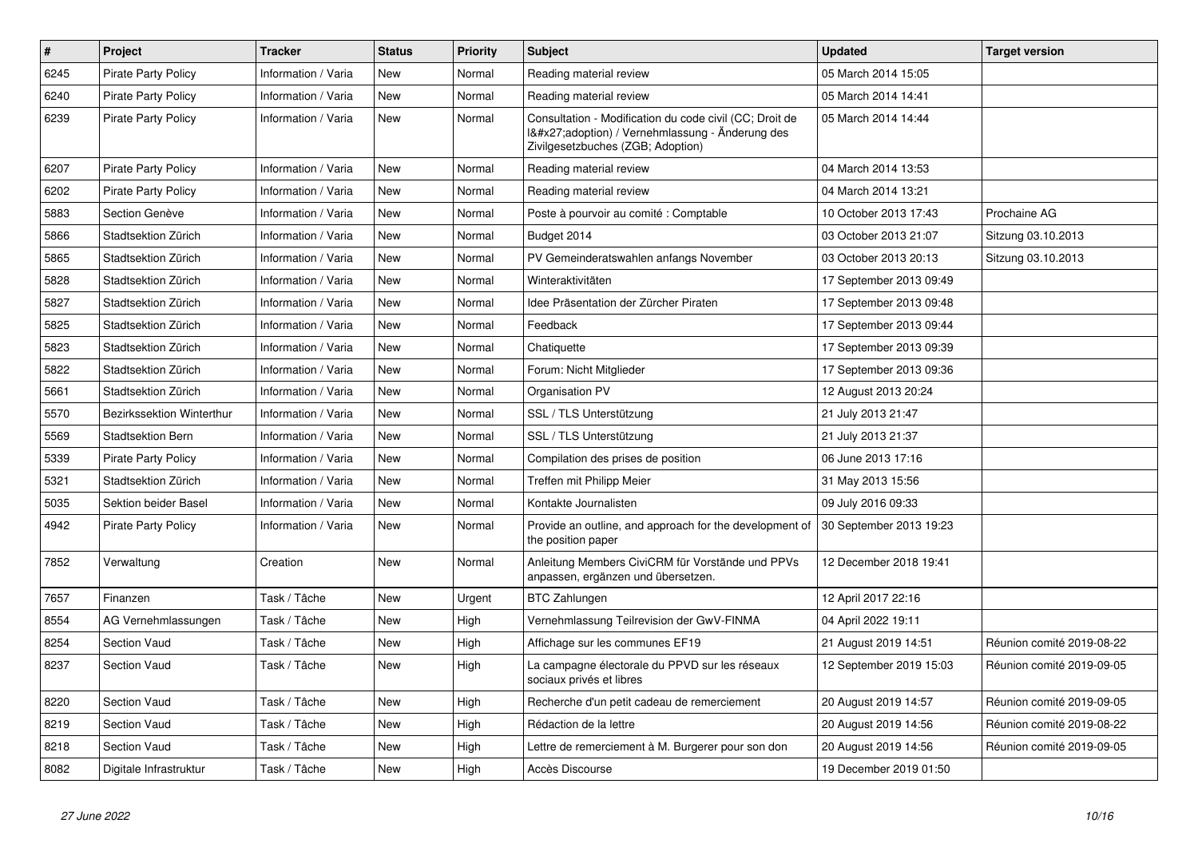| # | Project | Tracker | Status | Priority | Subject | Updated | Target version |
|---|---|---|---|---|---|---|---|
| 6245 | Pirate Party Policy | Information / Varia | New | Normal | Reading material review | 05 March 2014 15:05 | |
| 6240 | Pirate Party Policy | Information / Varia | New | Normal | Reading material review | 05 March 2014 14:41 | |
| 6239 | Pirate Party Policy | Information / Varia | New | Normal | Consultation - Modification du code civil (CC; Droit de l&#x27;adoption) / Vernehmlassung - Änderung des Zivilgesetzbuches (ZGB; Adoption) | 05 March 2014 14:44 | |
| 6207 | Pirate Party Policy | Information / Varia | New | Normal | Reading material review | 04 March 2014 13:53 | |
| 6202 | Pirate Party Policy | Information / Varia | New | Normal | Reading material review | 04 March 2014 13:21 | |
| 5883 | Section Genève | Information / Varia | New | Normal | Poste à pourvoir au comité : Comptable | 10 October 2013 17:43 | Prochaine AG |
| 5866 | Stadtsektion Zürich | Information / Varia | New | Normal | Budget 2014 | 03 October 2013 21:07 | Sitzung 03.10.2013 |
| 5865 | Stadtsektion Zürich | Information / Varia | New | Normal | PV Gemeinderatswahlen anfangs November | 03 October 2013 20:13 | Sitzung 03.10.2013 |
| 5828 | Stadtsektion Zürich | Information / Varia | New | Normal | Winteraktivitäten | 17 September 2013 09:49 | |
| 5827 | Stadtsektion Zürich | Information / Varia | New | Normal | Idee Präsentation der Zürcher Piraten | 17 September 2013 09:48 | |
| 5825 | Stadtsektion Zürich | Information / Varia | New | Normal | Feedback | 17 September 2013 09:44 | |
| 5823 | Stadtsektion Zürich | Information / Varia | New | Normal | Chatiquette | 17 September 2013 09:39 | |
| 5822 | Stadtsektion Zürich | Information / Varia | New | Normal | Forum: Nicht Mitglieder | 17 September 2013 09:36 | |
| 5661 | Stadtsektion Zürich | Information / Varia | New | Normal | Organisation PV | 12 August 2013 20:24 | |
| 5570 | Bezirkssektion Winterthur | Information / Varia | New | Normal | SSL / TLS Unterstützung | 21 July 2013 21:47 | |
| 5569 | Stadtsektion Bern | Information / Varia | New | Normal | SSL / TLS Unterstützung | 21 July 2013 21:37 | |
| 5339 | Pirate Party Policy | Information / Varia | New | Normal | Compilation des prises de position | 06 June 2013 17:16 | |
| 5321 | Stadtsektion Zürich | Information / Varia | New | Normal | Treffen mit Philipp Meier | 31 May 2013 15:56 | |
| 5035 | Sektion beider Basel | Information / Varia | New | Normal | Kontakte Journalisten | 09 July 2016 09:33 | |
| 4942 | Pirate Party Policy | Information / Varia | New | Normal | Provide an outline, and approach for the development of the position paper | 30 September 2013 19:23 | |
| 7852 | Verwaltung | Creation | New | Normal | Anleitung Members CiviCRM für Vorstände und PPVs anpassen, ergänzen und übersetzen. | 12 December 2018 19:41 | |
| 7657 | Finanzen | Task / Tâche | New | Urgent | BTC Zahlungen | 12 April 2017 22:16 | |
| 8554 | AG Vernehmlassungen | Task / Tâche | New | High | Vernehmlassung Teilrevision der GwV-FINMA | 04 April 2022 19:11 | |
| 8254 | Section Vaud | Task / Tâche | New | High | Affichage sur les communes EF19 | 21 August 2019 14:51 | Réunion comité 2019-08-22 |
| 8237 | Section Vaud | Task / Tâche | New | High | La campagne électorale du PPVD sur les réseaux sociaux privés et libres | 12 September 2019 15:03 | Réunion comité 2019-09-05 |
| 8220 | Section Vaud | Task / Tâche | New | High | Recherche d'un petit cadeau de remerciement | 20 August 2019 14:57 | Réunion comité 2019-09-05 |
| 8219 | Section Vaud | Task / Tâche | New | High | Rédaction de la lettre | 20 August 2019 14:56 | Réunion comité 2019-08-22 |
| 8218 | Section Vaud | Task / Tâche | New | High | Lettre de remerciement à M. Burgerer pour son don | 20 August 2019 14:56 | Réunion comité 2019-09-05 |
| 8082 | Digitale Infrastruktur | Task / Tâche | New | High | Accès Discourse | 19 December 2019 01:50 | |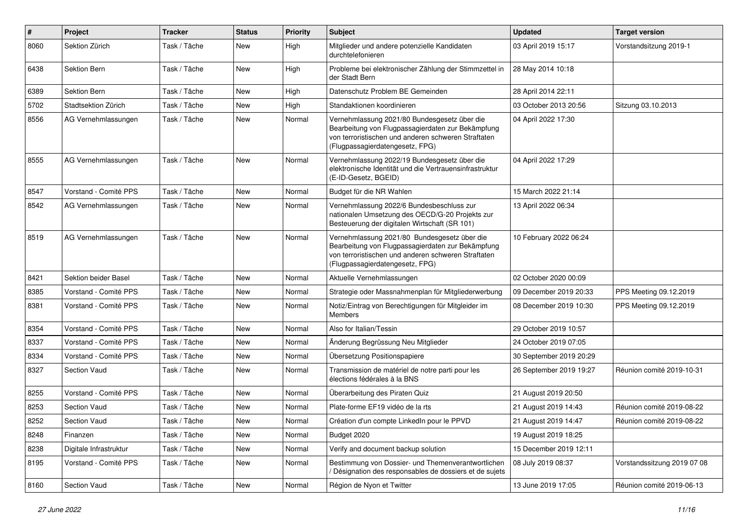| # | Project | Tracker | Status | Priority | Subject | Updated | Target version |
|---|---|---|---|---|---|---|---|
| 8060 | Sektion Zürich | Task / Tâche | New | High | Mitglieder und andere potenzielle Kandidaten durchtelefonieren | 03 April 2019 15:17 | Vorstandsitzung 2019-1 |
| 6438 | Sektion Bern | Task / Tâche | New | High | Probleme bei elektronischer Zählung der Stimmzettel in der Stadt Bern | 28 May 2014 10:18 | |
| 6389 | Sektion Bern | Task / Tâche | New | High | Datenschutz Problem BE Gemeinden | 28 April 2014 22:11 | |
| 5702 | Stadtsektion Zürich | Task / Tâche | New | High | Standaktionen koordinieren | 03 October 2013 20:56 | Sitzung 03.10.2013 |
| 8556 | AG Vernehmlassungen | Task / Tâche | New | Normal | Vernehmlassung 2021/80 Bundesgesetz über die Bearbeitung von Flugpassagierdaten zur Bekämpfung von terroristischen und anderen schweren Straftaten (Flugpassagierdatengesetz, FPG) | 04 April 2022 17:30 | |
| 8555 | AG Vernehmlassungen | Task / Tâche | New | Normal | Vernehmlassung 2022/19 Bundesgesetz über die elektronische Identität und die Vertrauensinfrastruktur (E-ID-Gesetz, BGEID) | 04 April 2022 17:29 | |
| 8547 | Vorstand - Comité PPS | Task / Tâche | New | Normal | Budget für die NR Wahlen | 15 March 2022 21:14 | |
| 8542 | AG Vernehmlassungen | Task / Tâche | New | Normal | Vernehmlassung 2022/6 Bundesbeschluss zur nationalen Umsetzung des OECD/G-20 Projekts zur Besteuerung der digitalen Wirtschaft (SR 101) | 13 April 2022 06:34 | |
| 8519 | AG Vernehmlassungen | Task / Tâche | New | Normal | Vernehmlassung 2021/80 Bundesgesetz über die Bearbeitung von Flugpassagierdaten zur Bekämpfung von terroristischen und anderen schweren Straftaten (Flugpassagierdatengesetz, FPG) | 10 February 2022 06:24 | |
| 8421 | Sektion beider Basel | Task / Tâche | New | Normal | Aktuelle Vernehmlassungen | 02 October 2020 00:09 | |
| 8385 | Vorstand - Comité PPS | Task / Tâche | New | Normal | Strategie oder Massnahmenplan für Mitgliederwerbung | 09 December 2019 20:33 | PPS Meeting 09.12.2019 |
| 8381 | Vorstand - Comité PPS | Task / Tâche | New | Normal | Notiz/Eintrag von Berechtigungen für Mitgleider im Members | 08 December 2019 10:30 | PPS Meeting 09.12.2019 |
| 8354 | Vorstand - Comité PPS | Task / Tâche | New | Normal | Also for Italian/Tessin | 29 October 2019 10:57 | |
| 8337 | Vorstand - Comité PPS | Task / Tâche | New | Normal | Änderung Begrüssung Neu Mitglieder | 24 October 2019 07:05 | |
| 8334 | Vorstand - Comité PPS | Task / Tâche | New | Normal | Übersetzung Positionspapiere | 30 September 2019 20:29 | |
| 8327 | Section Vaud | Task / Tâche | New | Normal | Transmission de matériel de notre parti pour les élections fédérales à la BNS | 26 September 2019 19:27 | Réunion comité 2019-10-31 |
| 8255 | Vorstand - Comité PPS | Task / Tâche | New | Normal | Überarbeitung des Piraten Quiz | 21 August 2019 20:50 | |
| 8253 | Section Vaud | Task / Tâche | New | Normal | Plate-forme EF19 vidéo de la rts | 21 August 2019 14:43 | Réunion comité 2019-08-22 |
| 8252 | Section Vaud | Task / Tâche | New | Normal | Création d'un compte LinkedIn pour le PPVD | 21 August 2019 14:47 | Réunion comité 2019-08-22 |
| 8248 | Finanzen | Task / Tâche | New | Normal | Budget 2020 | 19 August 2019 18:25 | |
| 8238 | Digitale Infrastruktur | Task / Tâche | New | Normal | Verify and document backup solution | 15 December 2019 12:11 | |
| 8195 | Vorstand - Comité PPS | Task / Tâche | New | Normal | Bestimmung von Dossier- und Themenverantwortlichen / Désignation des responsables de dossiers et de sujets | 08 July 2019 08:37 | Vorstandssitzung 2019 07 08 |
| 8160 | Section Vaud | Task / Tâche | New | Normal | Région de Nyon et Twitter | 13 June 2019 17:05 | Réunion comité 2019-06-13 |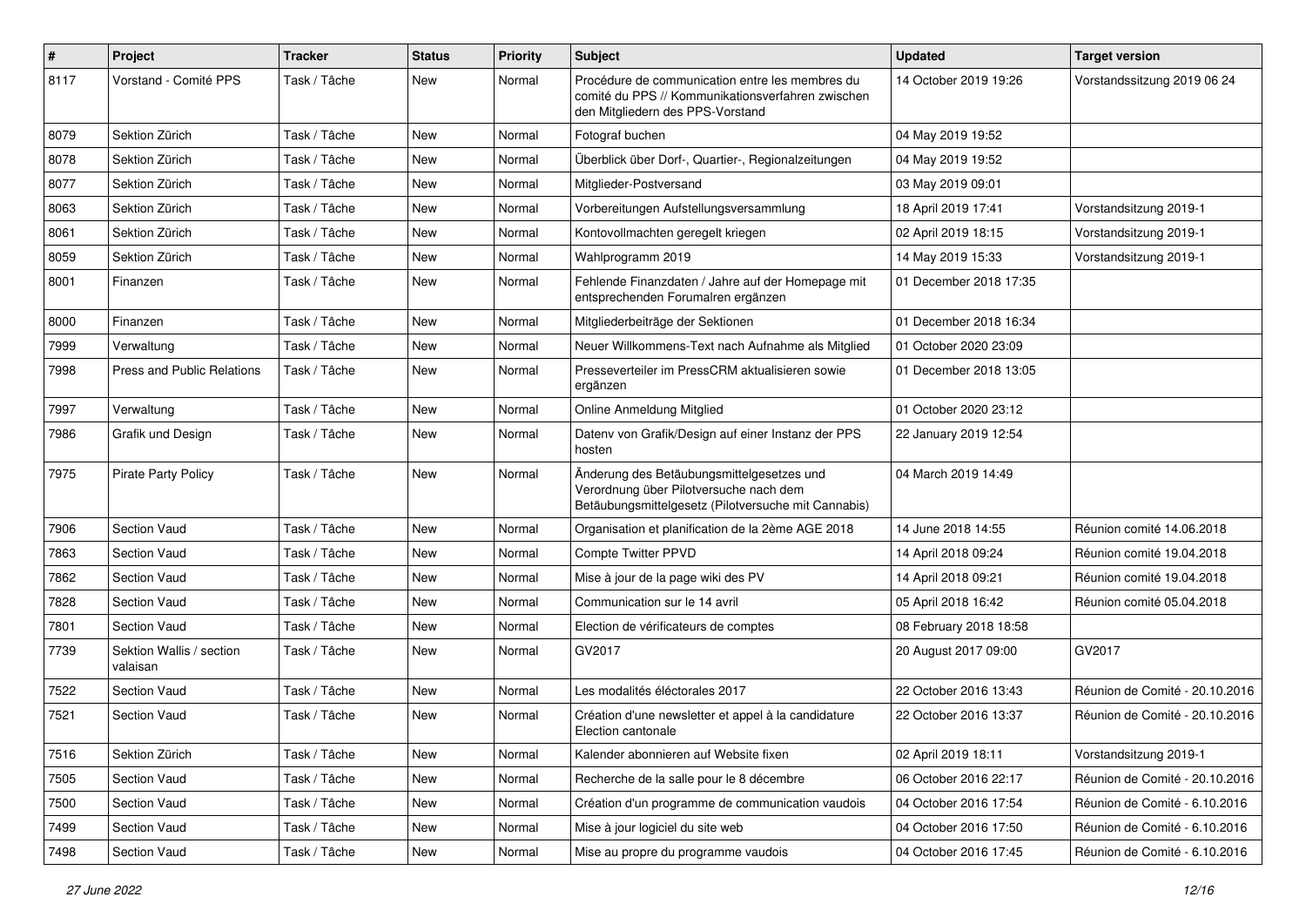| # | Project | Tracker | Status | Priority | Subject | Updated | Target version |
|---|---|---|---|---|---|---|---|
| 8117 | Vorstand - Comité PPS | Task / Tâche | New | Normal | Procédure de communication entre les membres du comité du PPS // Kommunikationsverfahren zwischen den Mitgliedern des PPS-Vorstand | 14 October 2019 19:26 | Vorstandssitzung 2019 06 24 |
| 8079 | Sektion Zürich | Task / Tâche | New | Normal | Fotograf buchen | 04 May 2019 19:52 | |
| 8078 | Sektion Zürich | Task / Tâche | New | Normal | Überblick über Dorf-, Quartier-, Regionalzeitungen | 04 May 2019 19:52 | |
| 8077 | Sektion Zürich | Task / Tâche | New | Normal | Mitglieder-Postversand | 03 May 2019 09:01 | |
| 8063 | Sektion Zürich | Task / Tâche | New | Normal | Vorbereitungen Aufstellungsversammlung | 18 April 2019 17:41 | Vorstandsitzung 2019-1 |
| 8061 | Sektion Zürich | Task / Tâche | New | Normal | Kontovollmachten geregelt kriegen | 02 April 2019 18:15 | Vorstandsitzung 2019-1 |
| 8059 | Sektion Zürich | Task / Tâche | New | Normal | Wahlprogramm 2019 | 14 May 2019 15:33 | Vorstandsitzung 2019-1 |
| 8001 | Finanzen | Task / Tâche | New | Normal | Fehlende Finanzdaten / Jahre auf der Homepage mit entsprechenden Forumalren ergänzen | 01 December 2018 17:35 | |
| 8000 | Finanzen | Task / Tâche | New | Normal | Mitgliederbeiträge der Sektionen | 01 December 2018 16:34 | |
| 7999 | Verwaltung | Task / Tâche | New | Normal | Neuer Willkommens-Text nach Aufnahme als Mitglied | 01 October 2020 23:09 | |
| 7998 | Press and Public Relations | Task / Tâche | New | Normal | Presseverteiler im PressCRM aktualisieren sowie ergänzen | 01 December 2018 13:05 | |
| 7997 | Verwaltung | Task / Tâche | New | Normal | Online Anmeldung Mitglied | 01 October 2020 23:12 | |
| 7986 | Grafik und Design | Task / Tâche | New | Normal | Datenv von Grafik/Design auf einer Instanz der PPS hosten | 22 January 2019 12:54 | |
| 7975 | Pirate Party Policy | Task / Tâche | New | Normal | Änderung des Betäubungsmittelgesetzes und Verordnung über Pilotversuche nach dem Betäubungsmittelgesetz (Pilotversuche mit Cannabis) | 04 March 2019 14:49 | |
| 7906 | Section Vaud | Task / Tâche | New | Normal | Organisation et planification de la 2ème AGE 2018 | 14 June 2018 14:55 | Réunion comité 14.06.2018 |
| 7863 | Section Vaud | Task / Tâche | New | Normal | Compte Twitter PPVD | 14 April 2018 09:24 | Réunion comité 19.04.2018 |
| 7862 | Section Vaud | Task / Tâche | New | Normal | Mise à jour de la page wiki des PV | 14 April 2018 09:21 | Réunion comité 19.04.2018 |
| 7828 | Section Vaud | Task / Tâche | New | Normal | Communication sur le 14 avril | 05 April 2018 16:42 | Réunion comité 05.04.2018 |
| 7801 | Section Vaud | Task / Tâche | New | Normal | Election de vérificateurs de comptes | 08 February 2018 18:58 | |
| 7739 | Sektion Wallis / section valaisan | Task / Tâche | New | Normal | GV2017 | 20 August 2017 09:00 | GV2017 |
| 7522 | Section Vaud | Task / Tâche | New | Normal | Les modalités éléctorales 2017 | 22 October 2016 13:43 | Réunion de Comité - 20.10.2016 |
| 7521 | Section Vaud | Task / Tâche | New | Normal | Création d'une newsletter et appel à la candidature Election cantonale | 22 October 2016 13:37 | Réunion de Comité - 20.10.2016 |
| 7516 | Sektion Zürich | Task / Tâche | New | Normal | Kalender abonnieren auf Website fixen | 02 April 2019 18:11 | Vorstandsitzung 2019-1 |
| 7505 | Section Vaud | Task / Tâche | New | Normal | Recherche de la salle pour le 8 décembre | 06 October 2016 22:17 | Réunion de Comité - 20.10.2016 |
| 7500 | Section Vaud | Task / Tâche | New | Normal | Création d'un programme de communication vaudois | 04 October 2016 17:54 | Réunion de Comité - 6.10.2016 |
| 7499 | Section Vaud | Task / Tâche | New | Normal | Mise à jour logiciel du site web | 04 October 2016 17:50 | Réunion de Comité - 6.10.2016 |
| 7498 | Section Vaud | Task / Tâche | New | Normal | Mise au propre du programme vaudois | 04 October 2016 17:45 | Réunion de Comité - 6.10.2016 |

*27 June 2022*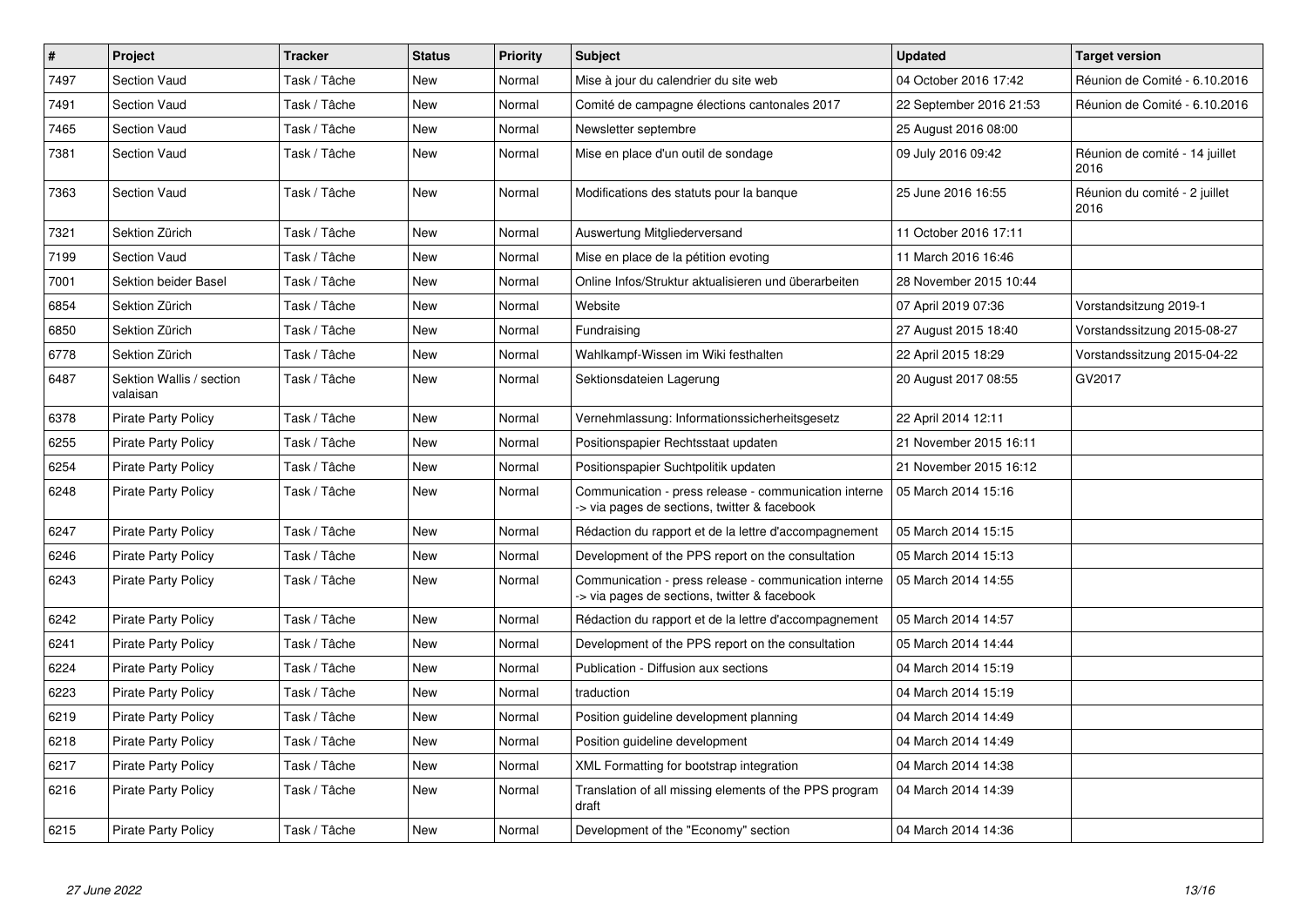| # | Project | Tracker | Status | Priority | Subject | Updated | Target version |
|---|---|---|---|---|---|---|---|
| 7497 | Section Vaud | Task / Tâche | New | Normal | Mise à jour du calendrier du site web | 04 October 2016 17:42 | Réunion de Comité - 6.10.2016 |
| 7491 | Section Vaud | Task / Tâche | New | Normal | Comité de campagne élections cantonales 2017 | 22 September 2016 21:53 | Réunion de Comité - 6.10.2016 |
| 7465 | Section Vaud | Task / Tâche | New | Normal | Newsletter septembre | 25 August 2016 08:00 | |
| 7381 | Section Vaud | Task / Tâche | New | Normal | Mise en place d'un outil de sondage | 09 July 2016 09:42 | Réunion de comité - 14 juillet 2016 |
| 7363 | Section Vaud | Task / Tâche | New | Normal | Modifications des statuts pour la banque | 25 June 2016 16:55 | Réunion du comité - 2 juillet 2016 |
| 7321 | Sektion Zürich | Task / Tâche | New | Normal | Auswertung Mitgliederversand | 11 October 2016 17:11 | |
| 7199 | Section Vaud | Task / Tâche | New | Normal | Mise en place de la pétition evoting | 11 March 2016 16:46 | |
| 7001 | Sektion beider Basel | Task / Tâche | New | Normal | Online Infos/Struktur aktualisieren und überarbeiten | 28 November 2015 10:44 | |
| 6854 | Sektion Zürich | Task / Tâche | New | Normal | Website | 07 April 2019 07:36 | Vorstandsitzung 2019-1 |
| 6850 | Sektion Zürich | Task / Tâche | New | Normal | Fundraising | 27 August 2015 18:40 | Vorstandssitzung 2015-08-27 |
| 6778 | Sektion Zürich | Task / Tâche | New | Normal | Wahlkampf-Wissen im Wiki festhalten | 22 April 2015 18:29 | Vorstandssitzung 2015-04-22 |
| 6487 | Sektion Wallis / section valaisan | Task / Tâche | New | Normal | Sektionsdateien Lagerung | 20 August 2017 08:55 | GV2017 |
| 6378 | Pirate Party Policy | Task / Tâche | New | Normal | Vernehmlassung: Informationssicherheitsgesetz | 22 April 2014 12:11 | |
| 6255 | Pirate Party Policy | Task / Tâche | New | Normal | Positionspapier Rechtsstaat updaten | 21 November 2015 16:11 | |
| 6254 | Pirate Party Policy | Task / Tâche | New | Normal | Positionspapier Suchtpolitik updaten | 21 November 2015 16:12 | |
| 6248 | Pirate Party Policy | Task / Tâche | New | Normal | Communication - press release - communication interne -> via pages de sections, twitter & facebook | 05 March 2014 15:16 | |
| 6247 | Pirate Party Policy | Task / Tâche | New | Normal | Rédaction du rapport et de la lettre d'accompagnement | 05 March 2014 15:15 | |
| 6246 | Pirate Party Policy | Task / Tâche | New | Normal | Development of the PPS report on the consultation | 05 March 2014 15:13 | |
| 6243 | Pirate Party Policy | Task / Tâche | New | Normal | Communication - press release - communication interne -> via pages de sections, twitter & facebook | 05 March 2014 14:55 | |
| 6242 | Pirate Party Policy | Task / Tâche | New | Normal | Rédaction du rapport et de la lettre d'accompagnement | 05 March 2014 14:57 | |
| 6241 | Pirate Party Policy | Task / Tâche | New | Normal | Development of the PPS report on the consultation | 05 March 2014 14:44 | |
| 6224 | Pirate Party Policy | Task / Tâche | New | Normal | Publication - Diffusion aux sections | 04 March 2014 15:19 | |
| 6223 | Pirate Party Policy | Task / Tâche | New | Normal | traduction | 04 March 2014 15:19 | |
| 6219 | Pirate Party Policy | Task / Tâche | New | Normal | Position guideline development planning | 04 March 2014 14:49 | |
| 6218 | Pirate Party Policy | Task / Tâche | New | Normal | Position guideline development | 04 March 2014 14:49 | |
| 6217 | Pirate Party Policy | Task / Tâche | New | Normal | XML Formatting for bootstrap integration | 04 March 2014 14:38 | |
| 6216 | Pirate Party Policy | Task / Tâche | New | Normal | Translation of all missing elements of the PPS program draft | 04 March 2014 14:39 | |
| 6215 | Pirate Party Policy | Task / Tâche | New | Normal | Development of the "Economy" section | 04 March 2014 14:36 | |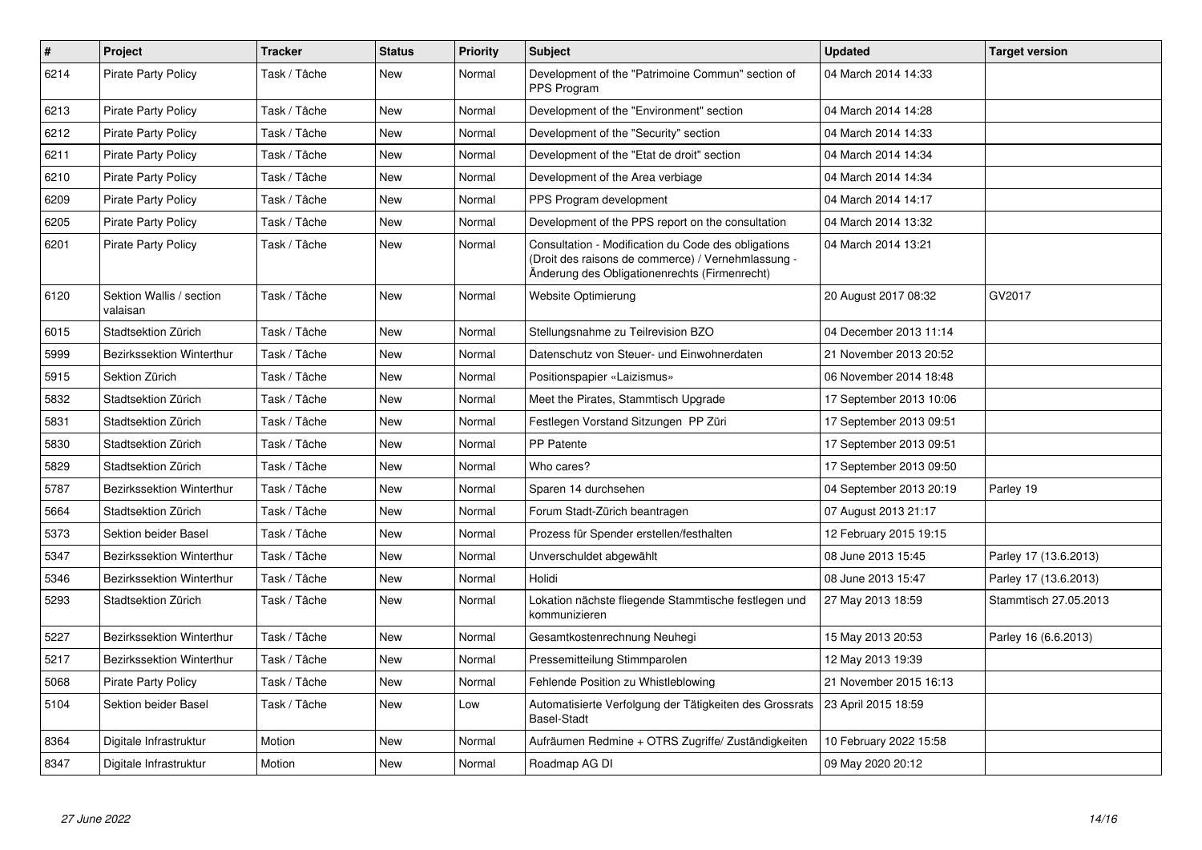| # | Project | Tracker | Status | Priority | Subject | Updated | Target version |
|---|---|---|---|---|---|---|---|
| 6214 | Pirate Party Policy | Task / Tâche | New | Normal | Development of the "Patrimoine Commun" section of PPS Program | 04 March 2014 14:33 | |
| 6213 | Pirate Party Policy | Task / Tâche | New | Normal | Development of the "Environment" section | 04 March 2014 14:28 | |
| 6212 | Pirate Party Policy | Task / Tâche | New | Normal | Development of the "Security" section | 04 March 2014 14:33 | |
| 6211 | Pirate Party Policy | Task / Tâche | New | Normal | Development of the "Etat de droit" section | 04 March 2014 14:34 | |
| 6210 | Pirate Party Policy | Task / Tâche | New | Normal | Development of the Area verbiage | 04 March 2014 14:34 | |
| 6209 | Pirate Party Policy | Task / Tâche | New | Normal | PPS Program development | 04 March 2014 14:17 | |
| 6205 | Pirate Party Policy | Task / Tâche | New | Normal | Development of the PPS report on the consultation | 04 March 2014 13:32 | |
| 6201 | Pirate Party Policy | Task / Tâche | New | Normal | Consultation - Modification du Code des obligations (Droit des raisons de commerce) / Vernehmlassung - Änderung des Obligationenrechts (Firmenrecht) | 04 March 2014 13:21 | |
| 6120 | Sektion Wallis / section valaisan | Task / Tâche | New | Normal | Website Optimierung | 20 August 2017 08:32 | GV2017 |
| 6015 | Stadtsektion Zürich | Task / Tâche | New | Normal | Stellungsnahme zu Teilrevision BZO | 04 December 2013 11:14 | |
| 5999 | Bezirkssektion Winterthur | Task / Tâche | New | Normal | Datenschutz von Steuer- und Einwohnerdaten | 21 November 2013 20:52 | |
| 5915 | Sektion Zürich | Task / Tâche | New | Normal | Positionspapier «Laizismus» | 06 November 2014 18:48 | |
| 5832 | Stadtsektion Zürich | Task / Tâche | New | Normal | Meet the Pirates, Stammtisch Upgrade | 17 September 2013 10:06 | |
| 5831 | Stadtsektion Zürich | Task / Tâche | New | Normal | Festlegen Vorstand Sitzungen PP Züri | 17 September 2013 09:51 | |
| 5830 | Stadtsektion Zürich | Task / Tâche | New | Normal | PP Patente | 17 September 2013 09:51 | |
| 5829 | Stadtsektion Zürich | Task / Tâche | New | Normal | Who cares? | 17 September 2013 09:50 | |
| 5787 | Bezirkssektion Winterthur | Task / Tâche | New | Normal | Sparen 14 durchsehen | 04 September 2013 20:19 | Parley 19 |
| 5664 | Stadtsektion Zürich | Task / Tâche | New | Normal | Forum Stadt-Zürich beantragen | 07 August 2013 21:17 | |
| 5373 | Sektion beider Basel | Task / Tâche | New | Normal | Prozess für Spender erstellen/festhalten | 12 February 2015 19:15 | |
| 5347 | Bezirkssektion Winterthur | Task / Tâche | New | Normal | Unverschuldet abgewählt | 08 June 2013 15:45 | Parley 17 (13.6.2013) |
| 5346 | Bezirkssektion Winterthur | Task / Tâche | New | Normal | Holidi | 08 June 2013 15:47 | Parley 17 (13.6.2013) |
| 5293 | Stadtsektion Zürich | Task / Tâche | New | Normal | Lokation nächste fliegende Stammtische festlegen und kommunizieren | 27 May 2013 18:59 | Stammtisch 27.05.2013 |
| 5227 | Bezirkssektion Winterthur | Task / Tâche | New | Normal | Gesamtkostenrechnung Neuhegi | 15 May 2013 20:53 | Parley 16 (6.6.2013) |
| 5217 | Bezirkssektion Winterthur | Task / Tâche | New | Normal | Pressemitteilung Stimmparolen | 12 May 2013 19:39 | |
| 5068 | Pirate Party Policy | Task / Tâche | New | Normal | Fehlende Position zu Whistleblowing | 21 November 2015 16:13 | |
| 5104 | Sektion beider Basel | Task / Tâche | New | Low | Automatisierte Verfolgung der Tätigkeiten des Grossrats Basel-Stadt | 23 April 2015 18:59 | |
| 8364 | Digitale Infrastruktur | Motion | New | Normal | Aufräumen Redmine + OTRS Zugriffe/ Zuständigkeiten | 10 February 2022 15:58 | |
| 8347 | Digitale Infrastruktur | Motion | New | Normal | Roadmap AG DI | 09 May 2020 20:12 | |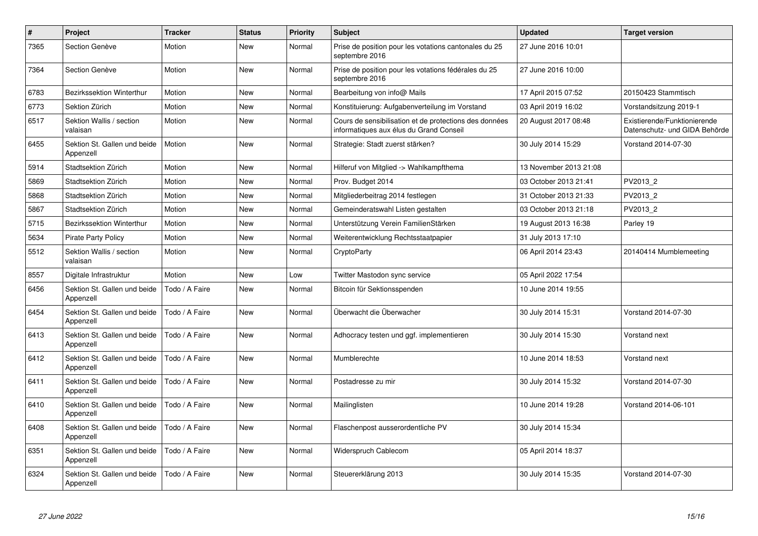| # | Project | Tracker | Status | Priority | Subject | Updated | Target version |
|---|---|---|---|---|---|---|---|
| 7365 | Section Genève | Motion | New | Normal | Prise de position pour les votations cantonales du 25 septembre 2016 | 27 June 2016 10:01 | |
| 7364 | Section Genève | Motion | New | Normal | Prise de position pour les votations fédérales du 25 septembre 2016 | 27 June 2016 10:00 | |
| 6783 | Bezirkssektion Winterthur | Motion | New | Normal | Bearbeitung von info@ Mails | 17 April 2015 07:52 | 20150423 Stammtisch |
| 6773 | Sektion Zürich | Motion | New | Normal | Konstituierung: Aufgabenverteilung im Vorstand | 03 April 2019 16:02 | Vorstandsitzung 2019-1 |
| 6517 | Sektion Wallis / section valaisan | Motion | New | Normal | Cours de sensibilisation et de protections des données informatiques aux élus du Grand Conseil | 20 August 2017 08:48 | Existierende/Funktionierende Datenschutz- und GIDA Behörde |
| 6455 | Sektion St. Gallen und beide Appenzell | Motion | New | Normal | Strategie: Stadt zuerst stärken? | 30 July 2014 15:29 | Vorstand 2014-07-30 |
| 5914 | Stadtsektion Zürich | Motion | New | Normal | Hilferuf von Mitglied -> Wahlkampfthema | 13 November 2013 21:08 | |
| 5869 | Stadtsektion Zürich | Motion | New | Normal | Prov. Budget 2014 | 03 October 2013 21:41 | PV2013_2 |
| 5868 | Stadtsektion Zürich | Motion | New | Normal | Mitgliederbeitrag 2014 festlegen | 31 October 2013 21:33 | PV2013_2 |
| 5867 | Stadtsektion Zürich | Motion | New | Normal | Gemeinderatswahl Listen gestalten | 03 October 2013 21:18 | PV2013_2 |
| 5715 | Bezirkssektion Winterthur | Motion | New | Normal | Unterstützung Verein FamilienStärken | 19 August 2013 16:38 | Parley 19 |
| 5634 | Pirate Party Policy | Motion | New | Normal | Weiterentwicklung Rechtsstaatpapier | 31 July 2013 17:10 | |
| 5512 | Sektion Wallis / section valaisan | Motion | New | Normal | CryptoParty | 06 April 2014 23:43 | 20140414 Mumblemeeting |
| 8557 | Digitale Infrastruktur | Motion | New | Low | Twitter Mastodon sync service | 05 April 2022 17:54 | |
| 6456 | Sektion St. Gallen und beide Appenzell | Todo / A Faire | New | Normal | Bitcoin für Sektionsspenden | 10 June 2014 19:55 | |
| 6454 | Sektion St. Gallen und beide Appenzell | Todo / A Faire | New | Normal | Überwacht die Überwacher | 30 July 2014 15:31 | Vorstand 2014-07-30 |
| 6413 | Sektion St. Gallen und beide Appenzell | Todo / A Faire | New | Normal | Adhocracy testen und ggf. implementieren | 30 July 2014 15:30 | Vorstand next |
| 6412 | Sektion St. Gallen und beide Appenzell | Todo / A Faire | New | Normal | Mumblerechte | 10 June 2014 18:53 | Vorstand next |
| 6411 | Sektion St. Gallen und beide Appenzell | Todo / A Faire | New | Normal | Postadresse zu mir | 30 July 2014 15:32 | Vorstand 2014-07-30 |
| 6410 | Sektion St. Gallen und beide Appenzell | Todo / A Faire | New | Normal | Mailinglisten | 10 June 2014 19:28 | Vorstand 2014-06-101 |
| 6408 | Sektion St. Gallen und beide Appenzell | Todo / A Faire | New | Normal | Flaschenpost ausserordentliche PV | 30 July 2014 15:34 | |
| 6351 | Sektion St. Gallen und beide Appenzell | Todo / A Faire | New | Normal | Widerspruch Cablecom | 05 April 2014 18:37 | |
| 6324 | Sektion St. Gallen und beide Appenzell | Todo / A Faire | New | Normal | Steuererklärung 2013 | 30 July 2014 15:35 | Vorstand 2014-07-30 |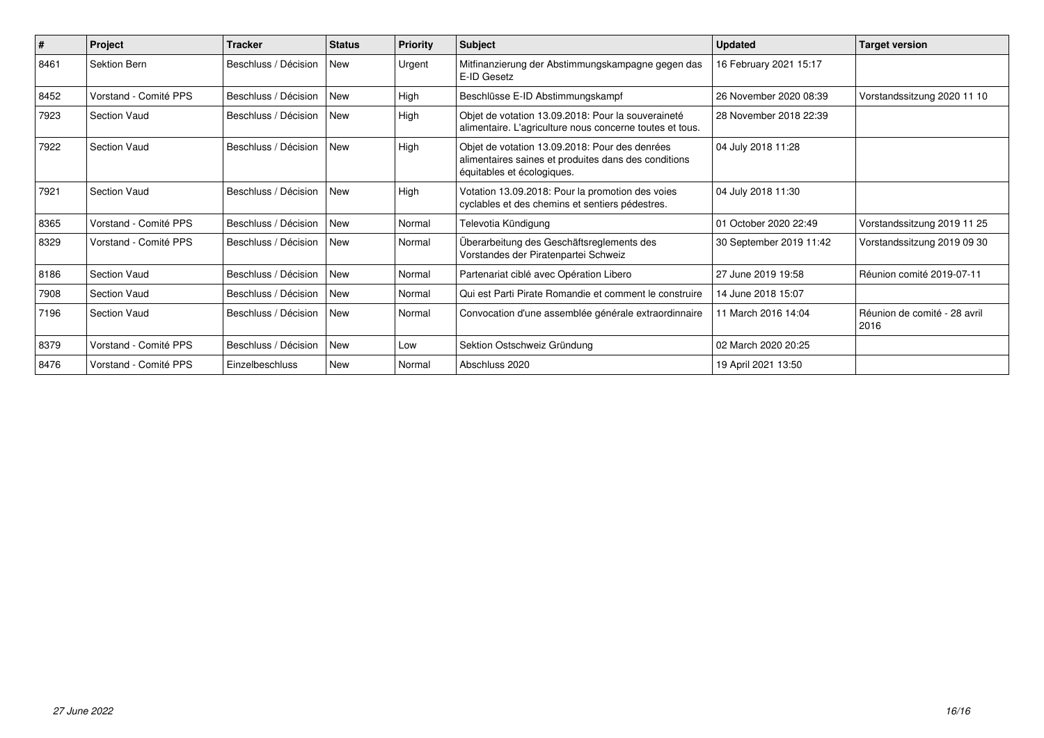| # | Project | Tracker | Status | Priority | Subject | Updated | Target version |
|---|---|---|---|---|---|---|---|
| 8461 | Sektion Bern | Beschluss / Décision | New | Urgent | Mitfinanzierung der Abstimmungskampagne gegen das E-ID Gesetz | 16 February 2021 15:17 | |
| 8452 | Vorstand - Comité PPS | Beschluss / Décision | New | High | Beschlüsse E-ID Abstimmungskampf | 26 November 2020 08:39 | Vorstandssitzung 2020 11 10 |
| 7923 | Section Vaud | Beschluss / Décision | New | High | Objet de votation 13.09.2018: Pour la souveraineté alimentaire. L'agriculture nous concerne toutes et tous. | 28 November 2018 22:39 | |
| 7922 | Section Vaud | Beschluss / Décision | New | High | Objet de votation 13.09.2018: Pour des denrées alimentaires saines et produites dans des conditions équitables et écologiques. | 04 July 2018 11:28 | |
| 7921 | Section Vaud | Beschluss / Décision | New | High | Votation 13.09.2018: Pour la promotion des voies cyclables et des chemins et sentiers pédestres. | 04 July 2018 11:30 | |
| 8365 | Vorstand - Comité PPS | Beschluss / Décision | New | Normal | Televotia Kündigung | 01 October 2020 22:49 | Vorstandssitzung 2019 11 25 |
| 8329 | Vorstand - Comité PPS | Beschluss / Décision | New | Normal | Überarbeitung des Geschäftsreglements des Vorstandes der Piratenpartei Schweiz | 30 September 2019 11:42 | Vorstandssitzung 2019 09 30 |
| 8186 | Section Vaud | Beschluss / Décision | New | Normal | Partenariat ciblé avec Opération Libero | 27 June 2019 19:58 | Réunion comité 2019-07-11 |
| 7908 | Section Vaud | Beschluss / Décision | New | Normal | Qui est Parti Pirate Romandie et comment le construire | 14 June 2018 15:07 | |
| 7196 | Section Vaud | Beschluss / Décision | New | Normal | Convocation d'une assemblée générale extraordinnaire | 11 March 2016 14:04 | Réunion de comité - 28 avril 2016 |
| 8379 | Vorstand - Comité PPS | Beschluss / Décision | New | Low | Sektion Ostschweiz Gründung | 02 March 2020 20:25 | |
| 8476 | Vorstand - Comité PPS | Einzelbeschluss | New | Normal | Abschluss 2020 | 19 April 2021 13:50 | |

*27 June 2022*